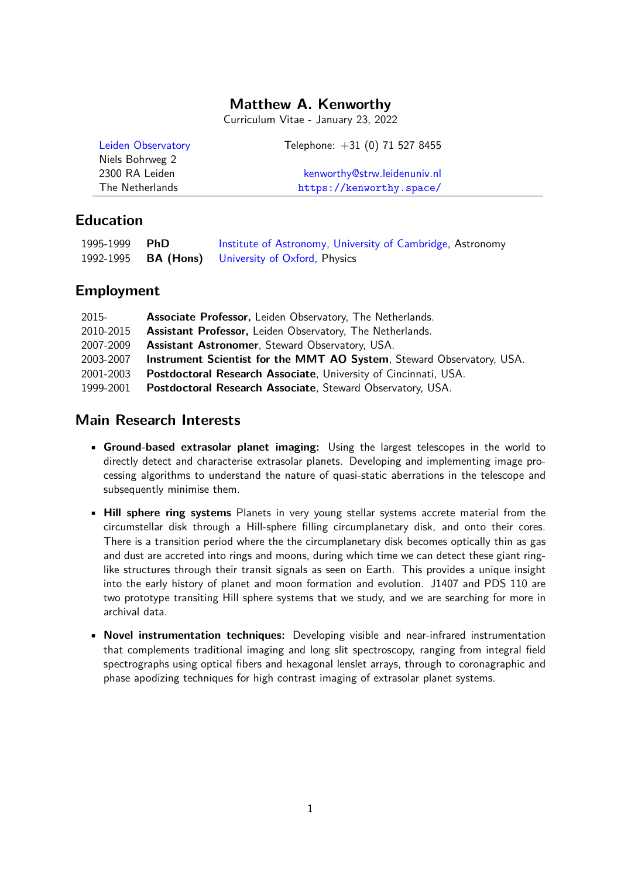# Matthew A. Kenworthy

Curriculum Vitae - January 23, 2022

Leiden Observatory
Niels Bohrweg 2
2300 RA Leiden
The Netherlands

Telephone: +31 (0) 71 527 8455

kenworthy@strw.leidenuniv.nl
https://kenworthy.space/

## Education

| | | |
|---|---|---|
| 1995-1999 | **PhD** | Institute of Astronomy, University of Cambridge, Astronomy |
| 1992-1995 | **BA (Hons)** | University of Oxford, Physics |

## Employment

| | |
|---|---|
| 2015- | **Associate Professor,** Leiden Observatory, The Netherlands. |
| 2010-2015 | **Assistant Professor,** Leiden Observatory, The Netherlands. |
| 2007-2009 | **Assistant Astronomer**, Steward Observatory, USA. |
| 2003-2007 | **Instrument Scientist for the MMT AO System**, Steward Observatory, USA. |
| 2001-2003 | **Postdoctoral Research Associate**, University of Cincinnati, USA. |
| 1999-2001 | **Postdoctoral Research Associate**, Steward Observatory, USA. |

## Main Research Interests

- **Ground-based extrasolar planet imaging:** Using the largest telescopes in the world to directly detect and characterise extrasolar planets. Developing and implementing image processing algorithms to understand the nature of quasi-static aberrations in the telescope and subsequently minimise them.

- **Hill sphere ring systems** Planets in very young stellar systems accrete material from the circumstellar disk through a Hill-sphere filling circumplanetary disk, and onto their cores. There is a transition period where the the circumplanetary disk becomes optically thin as gas and dust are accreted into rings and moons, during which time we can detect these giant ring-like structures through their transit signals as seen on Earth. This provides a unique insight into the early history of planet and moon formation and evolution. J1407 and PDS 110 are two prototype transiting Hill sphere systems that we study, and we are searching for more in archival data.

- **Novel instrumentation techniques:** Developing visible and near-infrared instrumentation that complements traditional imaging and long slit spectroscopy, ranging from integral field spectrographs using optical fibers and hexagonal lenslet arrays, through to coronagraphic and phase apodizing techniques for high contrast imaging of extrasolar planet systems.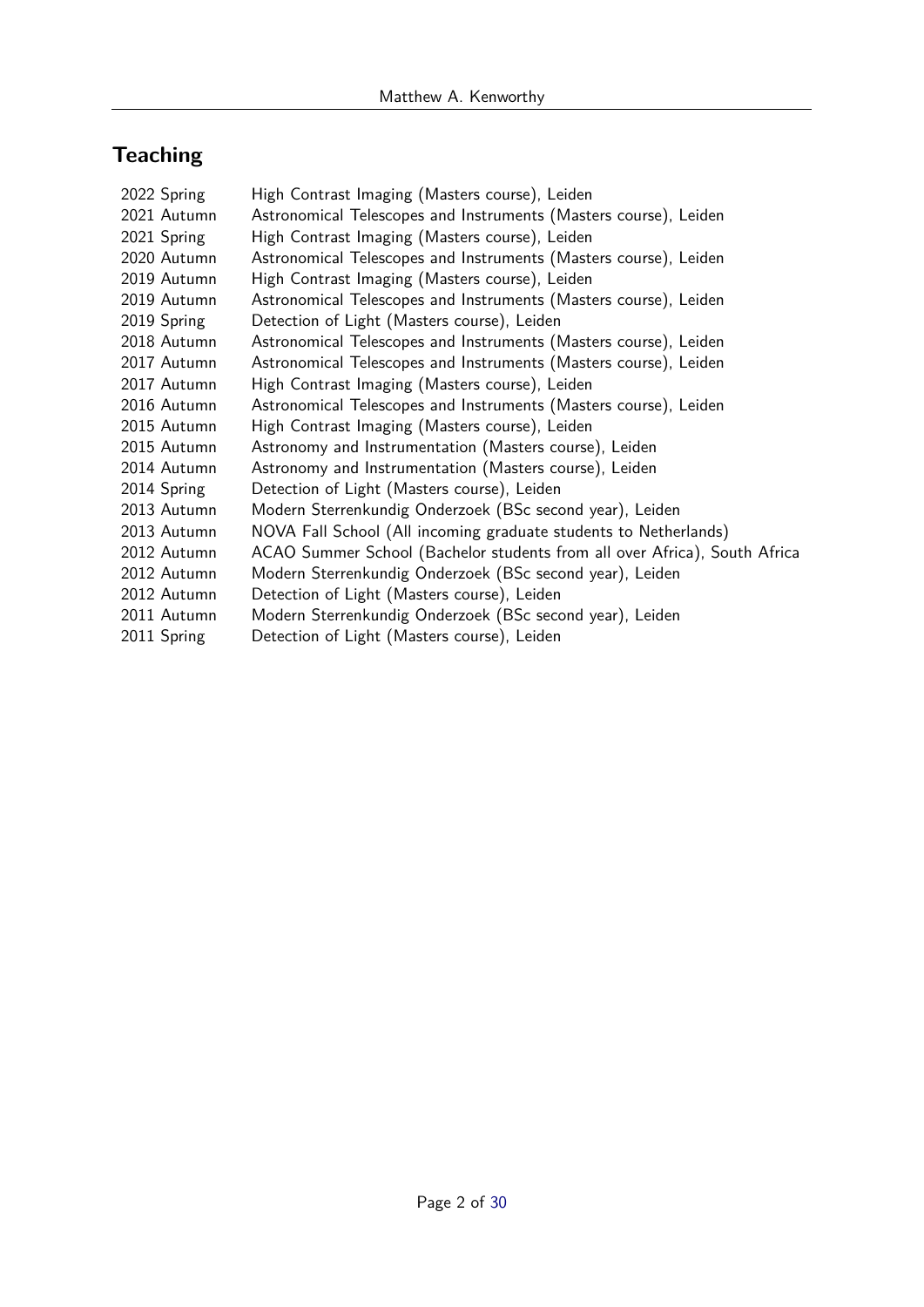## Teaching

| | |
|---|---|
| 2022 Spring | High Contrast Imaging (Masters course), Leiden |
| 2021 Autumn | Astronomical Telescopes and Instruments (Masters course), Leiden |
| 2021 Spring | High Contrast Imaging (Masters course), Leiden |
| 2020 Autumn | Astronomical Telescopes and Instruments (Masters course), Leiden |
| 2019 Autumn | High Contrast Imaging (Masters course), Leiden |
| 2019 Autumn | Astronomical Telescopes and Instruments (Masters course), Leiden |
| 2019 Spring | Detection of Light (Masters course), Leiden |
| 2018 Autumn | Astronomical Telescopes and Instruments (Masters course), Leiden |
| 2017 Autumn | Astronomical Telescopes and Instruments (Masters course), Leiden |
| 2017 Autumn | High Contrast Imaging (Masters course), Leiden |
| 2016 Autumn | Astronomical Telescopes and Instruments (Masters course), Leiden |
| 2015 Autumn | High Contrast Imaging (Masters course), Leiden |
| 2015 Autumn | Astronomy and Instrumentation (Masters course), Leiden |
| 2014 Autumn | Astronomy and Instrumentation (Masters course), Leiden |
| 2014 Spring | Detection of Light (Masters course), Leiden |
| 2013 Autumn | Modern Sterrenkundig Onderzoek (BSc second year), Leiden |
| 2013 Autumn | NOVA Fall School (All incoming graduate students to Netherlands) |
| 2012 Autumn | ACAO Summer School (Bachelor students from all over Africa), South Africa |
| 2012 Autumn | Modern Sterrenkundig Onderzoek (BSc second year), Leiden |
| 2012 Autumn | Detection of Light (Masters course), Leiden |
| 2011 Autumn | Modern Sterrenkundig Onderzoek (BSc second year), Leiden |
| 2011 Spring | Detection of Light (Masters course), Leiden |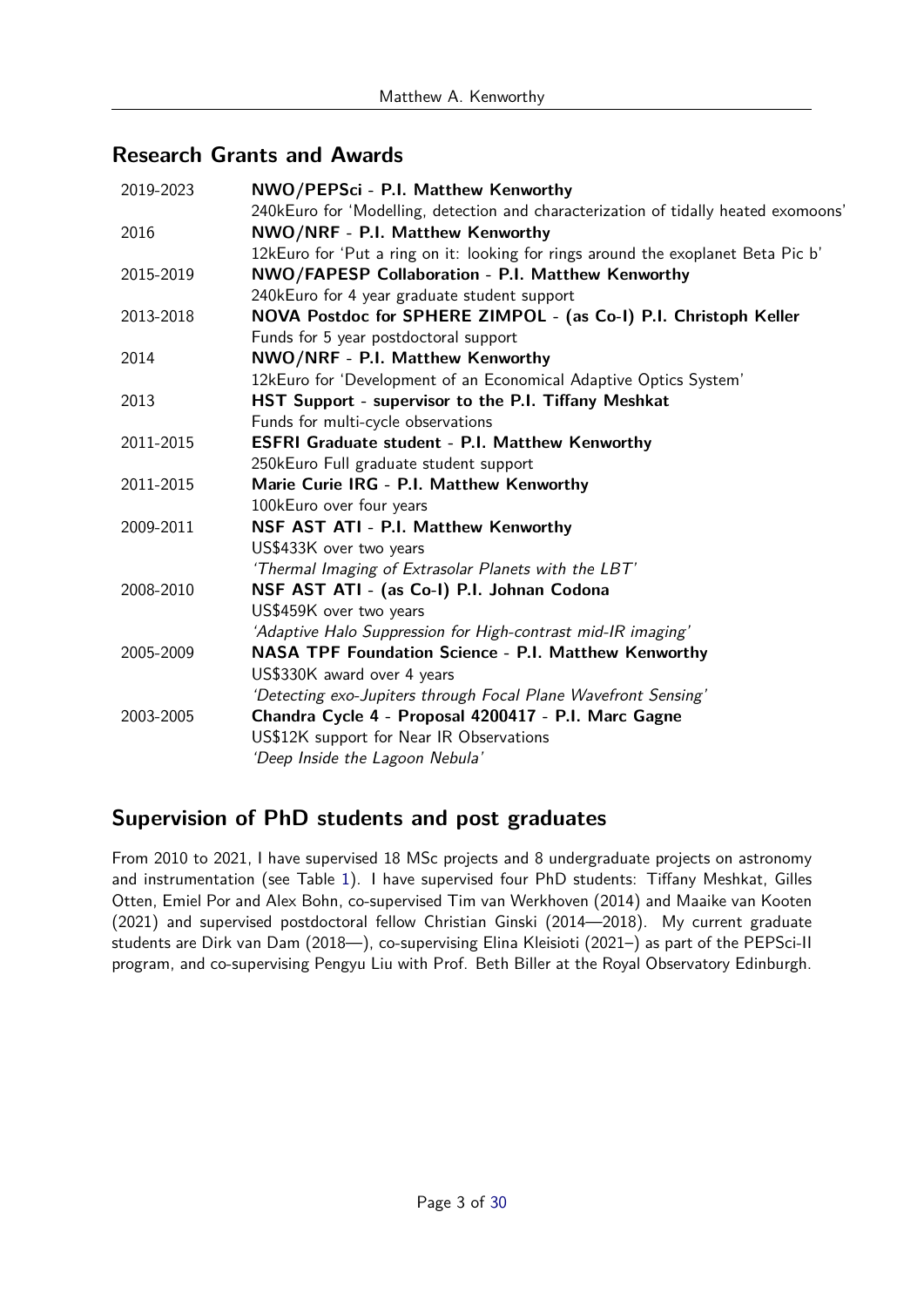## Research Grants and Awards

| | |
|---|---|
| 2019-2023 | **NWO/PEPSci - P.I. Matthew Kenworthy** |
| | 240kEuro for 'Modelling, detection and characterization of tidally heated exomoons' |
| 2016 | **NWO/NRF - P.I. Matthew Kenworthy** |
| | 12kEuro for 'Put a ring on it: looking for rings around the exoplanet Beta Pic b' |
| 2015-2019 | **NWO/FAPESP Collaboration - P.I. Matthew Kenworthy** |
| | 240kEuro for 4 year graduate student support |
| 2013-2018 | **NOVA Postdoc for SPHERE ZIMPOL - (as Co-I) P.I. Christoph Keller** |
| | Funds for 5 year postdoctoral support |
| 2014 | **NWO/NRF - P.I. Matthew Kenworthy** |
| | 12kEuro for 'Development of an Economical Adaptive Optics System' |
| 2013 | **HST Support - supervisor to the P.I. Tiffany Meshkat** |
| | Funds for multi-cycle observations |
| 2011-2015 | **ESFRI Graduate student - P.I. Matthew Kenworthy** |
| | 250kEuro Full graduate student support |
| 2011-2015 | **Marie Curie IRG - P.I. Matthew Kenworthy** |
| | 100kEuro over four years |
| 2009-2011 | **NSF AST ATI - P.I. Matthew Kenworthy** |
| | US$433K over two years |
| | *'Thermal Imaging of Extrasolar Planets with the LBT'* |
| 2008-2010 | **NSF AST ATI - (as Co-I) P.I. Johnan Codona** |
| | US$459K over two years |
| | *'Adaptive Halo Suppression for High-contrast mid-IR imaging'* |
| 2005-2009 | **NASA TPF Foundation Science - P.I. Matthew Kenworthy** |
| | US$330K award over 4 years |
| | *'Detecting exo-Jupiters through Focal Plane Wavefront Sensing'* |
| 2003-2005 | **Chandra Cycle 4 - Proposal 4200417 - P.I. Marc Gagne** |
| | US$12K support for Near IR Observations |
| | *'Deep Inside the Lagoon Nebula'* |

## Supervision of PhD students and post graduates

From 2010 to 2021, I have supervised 18 MSc projects and 8 undergraduate projects on astronomy and instrumentation (see Table 1). I have supervised four PhD students: Tiffany Meshkat, Gilles Otten, Emiel Por and Alex Bohn, co-supervised Tim van Werkhoven (2014) and Maaike van Kooten (2021) and supervised postdoctoral fellow Christian Ginski (2014—2018). My current graduate students are Dirk van Dam (2018—), co-supervising Elina Kleisioti (2021–) as part of the PEPSci-II program, and co-supervising Pengyu Liu with Prof. Beth Biller at the Royal Observatory Edinburgh.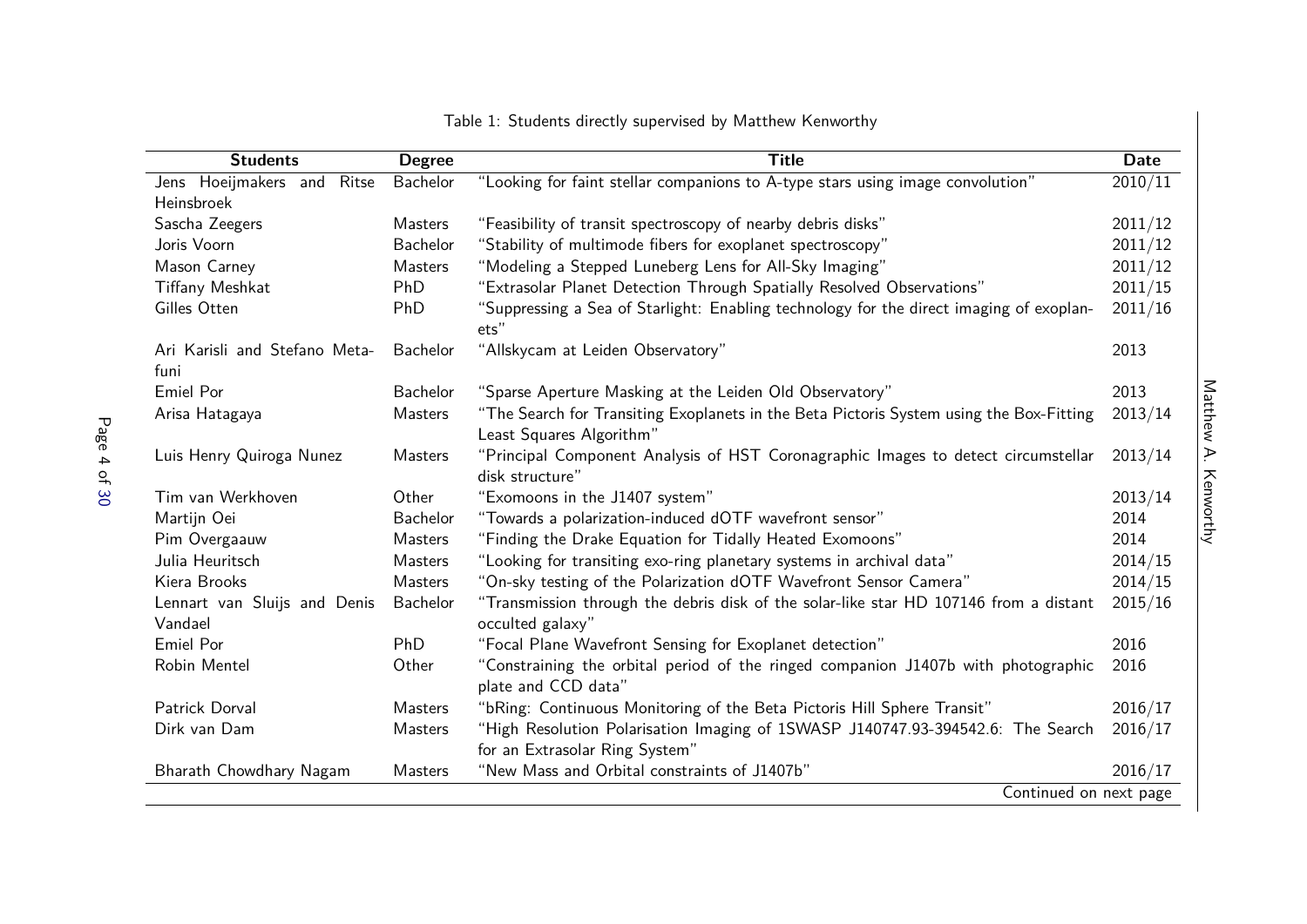Table 1: Students directly supervised by Matthew Kenworthy

| Students | Degree | Title | Date |
|---|---|---|---|
| Jens Hoeijmakers and Ritse Heinsbroek | Bachelor | "Looking for faint stellar companions to A-type stars using image convolution" | 2010/11 |
| Sascha Zeegers | Masters | "Feasibility of transit spectroscopy of nearby debris disks" | 2011/12 |
| Joris Voorn | Bachelor | "Stability of multimode fibers for exoplanet spectroscopy" | 2011/12 |
| Mason Carney | Masters | "Modeling a Stepped Luneberg Lens for All-Sky Imaging" | 2011/12 |
| Tiffany Meshkat | PhD | "Extrasolar Planet Detection Through Spatially Resolved Observations" | 2011/15 |
| Gilles Otten | PhD | "Suppressing a Sea of Starlight: Enabling technology for the direct imaging of exoplanets" | 2011/16 |
| Ari Karisli and Stefano Metafuni | Bachelor | "Allskycam at Leiden Observatory" | 2013 |
| Emiel Por | Bachelor | "Sparse Aperture Masking at the Leiden Old Observatory" | 2013 |
| Arisa Hatagaya | Masters | "The Search for Transiting Exoplanets in the Beta Pictoris System using the Box-Fitting Least Squares Algorithm" | 2013/14 |
| Luis Henry Quiroga Nunez | Masters | "Principal Component Analysis of HST Coronagraphic Images to detect circumstellar disk structure" | 2013/14 |
| Tim van Werkhoven | Other | "Exomoons in the J1407 system" | 2013/14 |
| Martijn Oei | Bachelor | "Towards a polarization-induced dOTF wavefront sensor" | 2014 |
| Pim Overgaauw | Masters | "Finding the Drake Equation for Tidally Heated Exomoons" | 2014 |
| Julia Heuritsch | Masters | "Looking for transiting exo-ring planetary systems in archival data" | 2014/15 |
| Kiera Brooks | Masters | "On-sky testing of the Polarization dOTF Wavefront Sensor Camera" | 2014/15 |
| Lennart van Sluijs and Denis Vandael | Bachelor | "Transmission through the debris disk of the solar-like star HD 107146 from a distant occulted galaxy" | 2015/16 |
| Emiel Por | PhD | "Focal Plane Wavefront Sensing for Exoplanet detection" | 2016 |
| Robin Mentel | Other | "Constraining the orbital period of the ringed companion J1407b with photographic plate and CCD data" | 2016 |
| Patrick Dorval | Masters | "bRing: Continuous Monitoring of the Beta Pictoris Hill Sphere Transit" | 2016/17 |
| Dirk van Dam | Masters | "High Resolution Polarisation Imaging of 1SWASP J140747.93-394542.6: The Search for an Extrasolar Ring System" | 2016/17 |
| Bharath Chowdhary Nagam | Masters | "New Mass and Orbital constraints of J1407b" | 2016/17 |

Continued on next page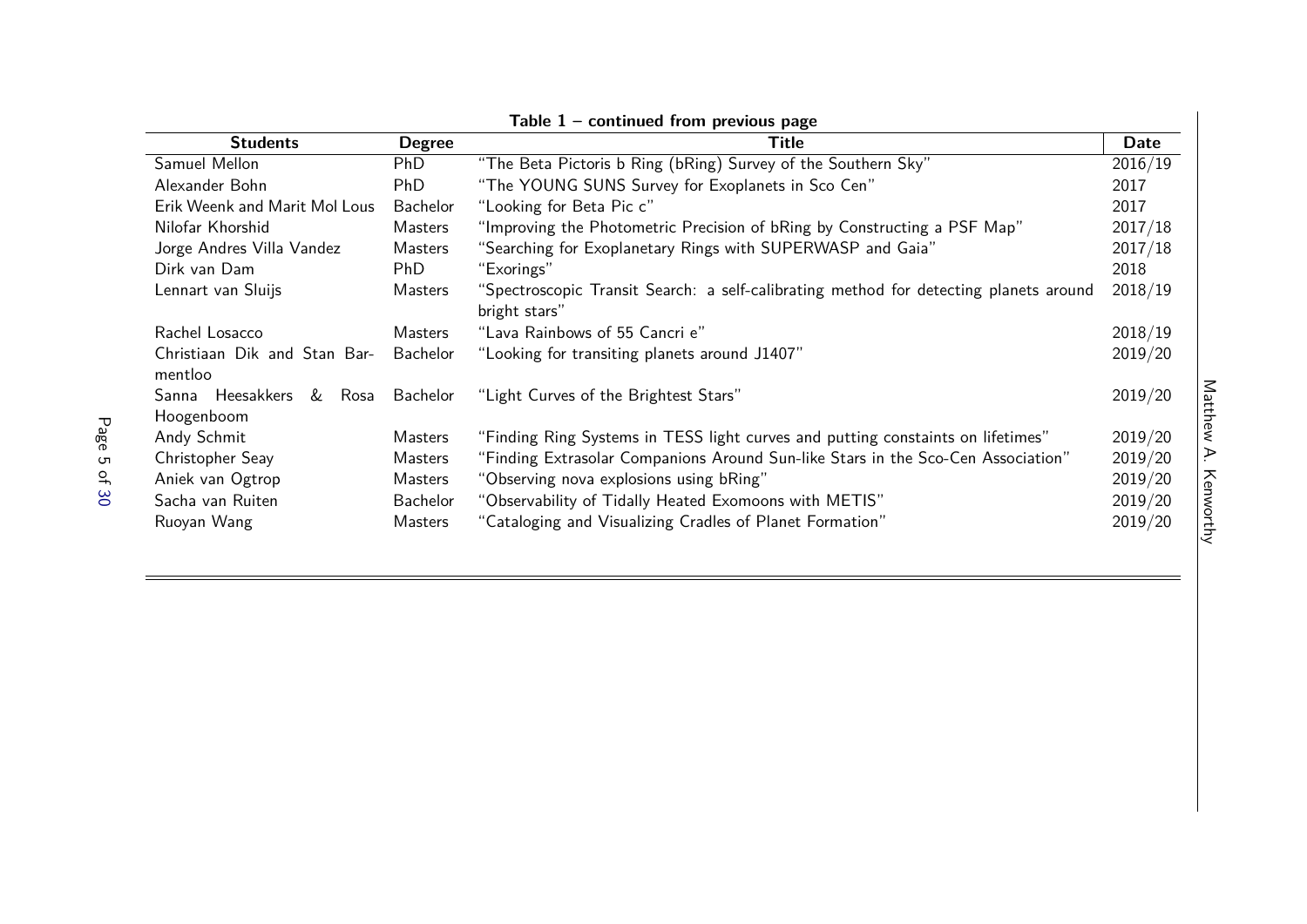**Table 1 – continued from previous page**

| Students | Degree | Title | Date |
|---|---|---|---|
| Samuel Mellon | PhD | "The Beta Pictoris b Ring (bRing) Survey of the Southern Sky" | 2016/19 |
| Alexander Bohn | PhD | "The YOUNG SUNS Survey for Exoplanets in Sco Cen" | 2017 |
| Erik Weenk and Marit Mol Lous | Bachelor | "Looking for Beta Pic c" | 2017 |
| Nilofar Khorshid | Masters | "Improving the Photometric Precision of bRing by Constructing a PSF Map" | 2017/18 |
| Jorge Andres Villa Vandez | Masters | "Searching for Exoplanetary Rings with SUPERWASP and Gaia" | 2017/18 |
| Dirk van Dam | PhD | "Exorings" | 2018 |
| Lennart van Sluijs | Masters | "Spectroscopic Transit Search: a self-calibrating method for detecting planets around bright stars" | 2018/19 |
| Rachel Losacco | Masters | "Lava Rainbows of 55 Cancri e" | 2018/19 |
| Christiaan Dik and Stan Barmentloo | Bachelor | "Looking for transiting planets around J1407" | 2019/20 |
| Sanna Heesakkers & Rosa Hoogenboom | Bachelor | "Light Curves of the Brightest Stars" | 2019/20 |
| Andy Schmit | Masters | "Finding Ring Systems in TESS light curves and putting constaints on lifetimes" | 2019/20 |
| Christopher Seay | Masters | "Finding Extrasolar Companions Around Sun-like Stars in the Sco-Cen Association" | 2019/20 |
| Aniek van Ogtrop | Masters | "Observing nova explosions using bRing" | 2019/20 |
| Sacha van Ruiten | Bachelor | "Observability of Tidally Heated Exomoons with METIS" | 2019/20 |
| Ruoyan Wang | Masters | "Cataloging and Visualizing Cradles of Planet Formation" | 2019/20 |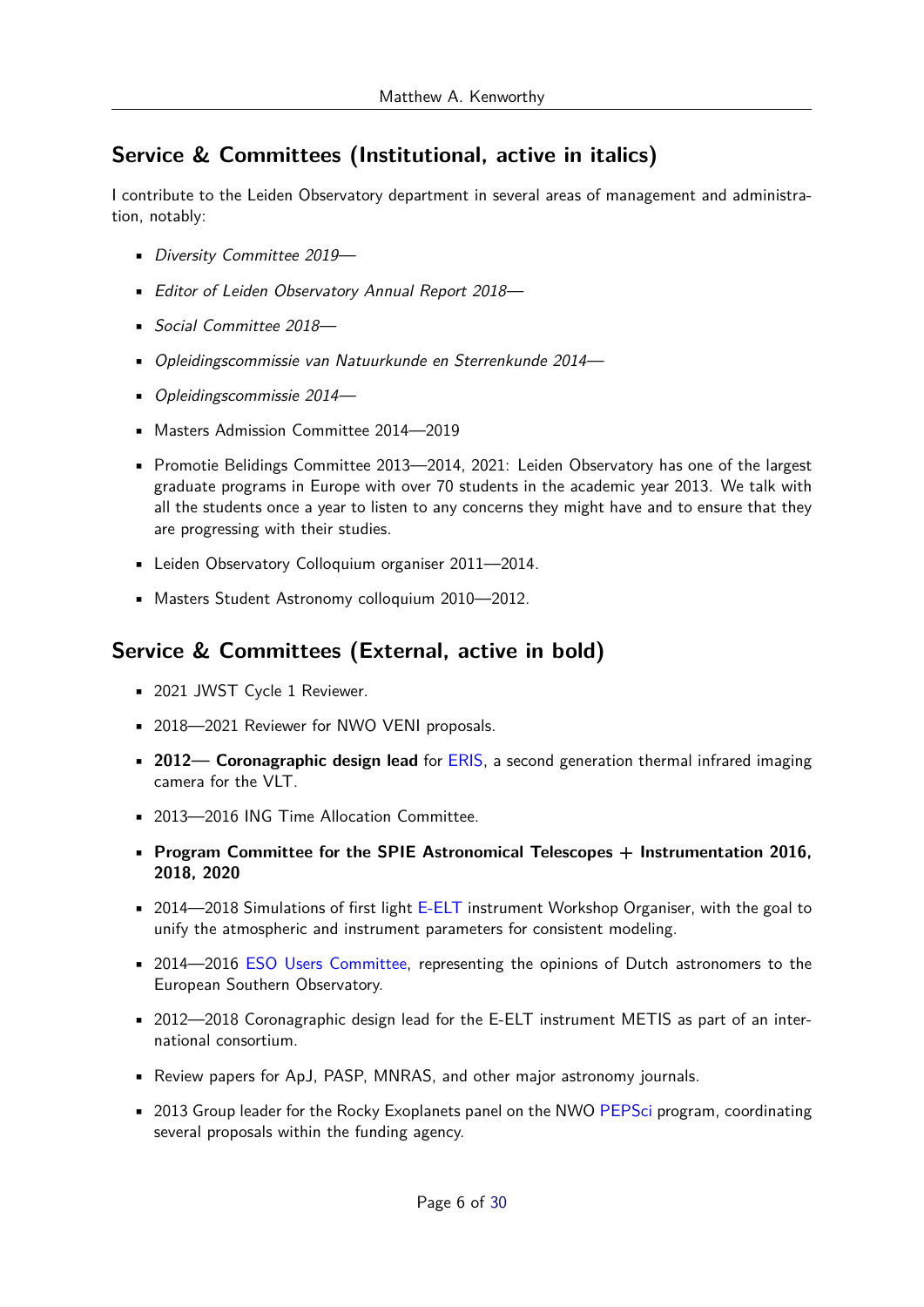## Service & Committees (Institutional, active in italics)

I contribute to the Leiden Observatory department in several areas of management and administration, notably:

- *Diversity Committee 2019—*
- *Editor of Leiden Observatory Annual Report 2018—*
- *Social Committee 2018—*
- *Opleidingscommissie van Natuurkunde en Sterrenkunde 2014—*
- *Opleidingscommissie 2014—*
- Masters Admission Committee 2014—2019
- Promotie Belidings Committee 2013—2014, 2021: Leiden Observatory has one of the largest graduate programs in Europe with over 70 students in the academic year 2013. We talk with all the students once a year to listen to any concerns they might have and to ensure that they are progressing with their studies.
- Leiden Observatory Colloquium organiser 2011—2014.
- Masters Student Astronomy colloquium 2010—2012.

## Service & Committees (External, active in bold)

- 2021 JWST Cycle 1 Reviewer.
- 2018—2021 Reviewer for NWO VENI proposals.
- **2012— Coronagraphic design lead** for ERIS, a second generation thermal infrared imaging camera for the VLT.
- 2013—2016 ING Time Allocation Committee.
- **Program Committee for the SPIE Astronomical Telescopes + Instrumentation 2016, 2018, 2020**
- 2014—2018 Simulations of first light E-ELT instrument Workshop Organiser, with the goal to unify the atmospheric and instrument parameters for consistent modeling.
- 2014—2016 ESO Users Committee, representing the opinions of Dutch astronomers to the European Southern Observatory.
- 2012—2018 Coronagraphic design lead for the E-ELT instrument METIS as part of an international consortium.
- Review papers for ApJ, PASP, MNRAS, and other major astronomy journals.
- 2013 Group leader for the Rocky Exoplanets panel on the NWO PEPSci program, coordinating several proposals within the funding agency.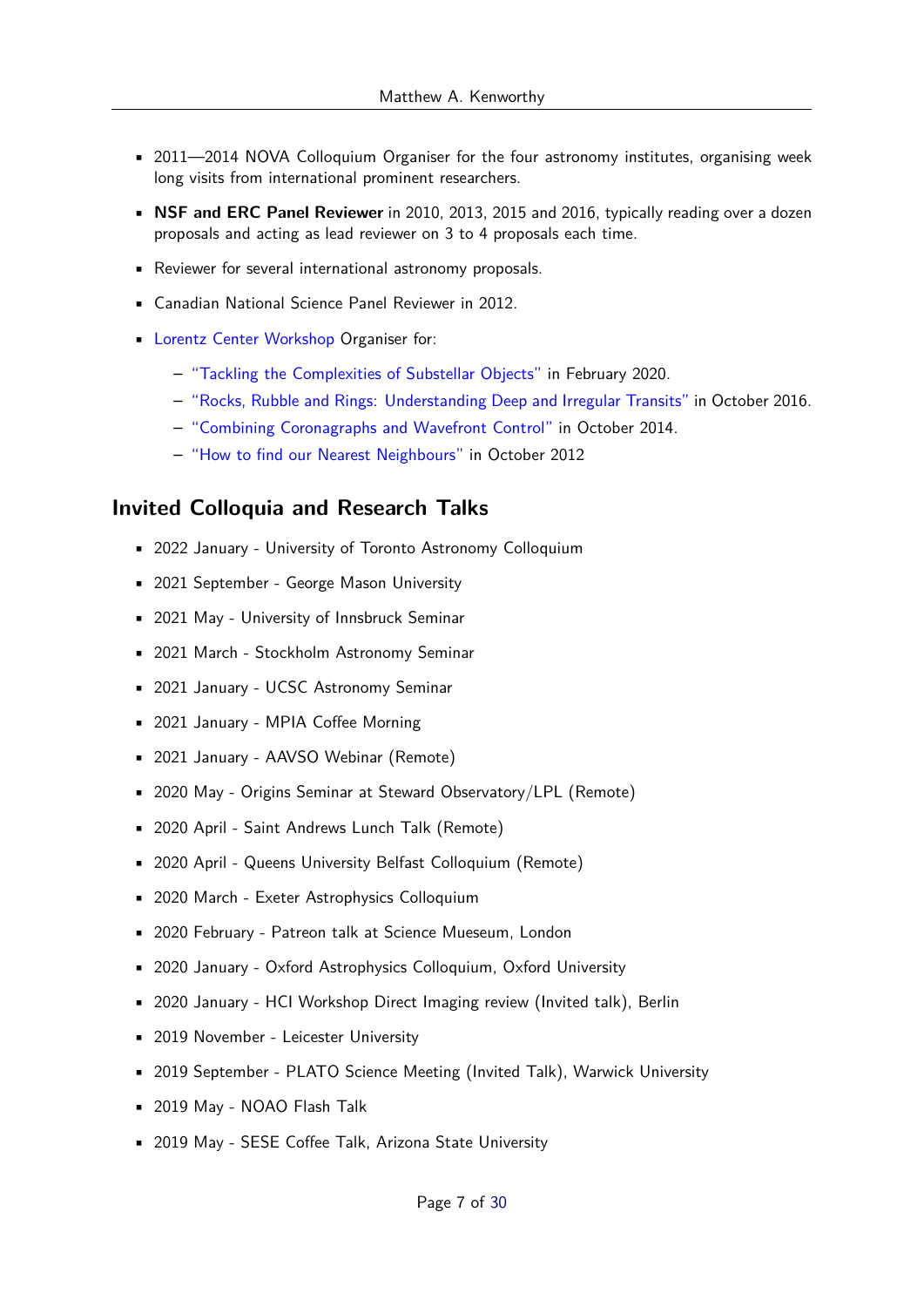- 2011—2014 NOVA Colloquium Organiser for the four astronomy institutes, organising week long visits from international prominent researchers.
- **NSF and ERC Panel Reviewer** in 2010, 2013, 2015 and 2016, typically reading over a dozen proposals and acting as lead reviewer on 3 to 4 proposals each time.
- Reviewer for several international astronomy proposals.
- Canadian National Science Panel Reviewer in 2012.
- Lorentz Center Workshop Organiser for:
  - "Tackling the Complexities of Substellar Objects" in February 2020.
  - "Rocks, Rubble and Rings: Understanding Deep and Irregular Transits" in October 2016.
  - "Combining Coronagraphs and Wavefront Control" in October 2014.
  - "How to find our Nearest Neighbours" in October 2012

## Invited Colloquia and Research Talks

- 2022 January - University of Toronto Astronomy Colloquium
- 2021 September - George Mason University
- 2021 May - University of Innsbruck Seminar
- 2021 March - Stockholm Astronomy Seminar
- 2021 January - UCSC Astronomy Seminar
- 2021 January - MPIA Coffee Morning
- 2021 January - AAVSO Webinar (Remote)
- 2020 May - Origins Seminar at Steward Observatory/LPL (Remote)
- 2020 April - Saint Andrews Lunch Talk (Remote)
- 2020 April - Queens University Belfast Colloquium (Remote)
- 2020 March - Exeter Astrophysics Colloquium
- 2020 February - Patreon talk at Science Mueseum, London
- 2020 January - Oxford Astrophysics Colloquium, Oxford University
- 2020 January - HCI Workshop Direct Imaging review (Invited talk), Berlin
- 2019 November - Leicester University
- 2019 September - PLATO Science Meeting (Invited Talk), Warwick University
- 2019 May - NOAO Flash Talk
- 2019 May - SESE Coffee Talk, Arizona State University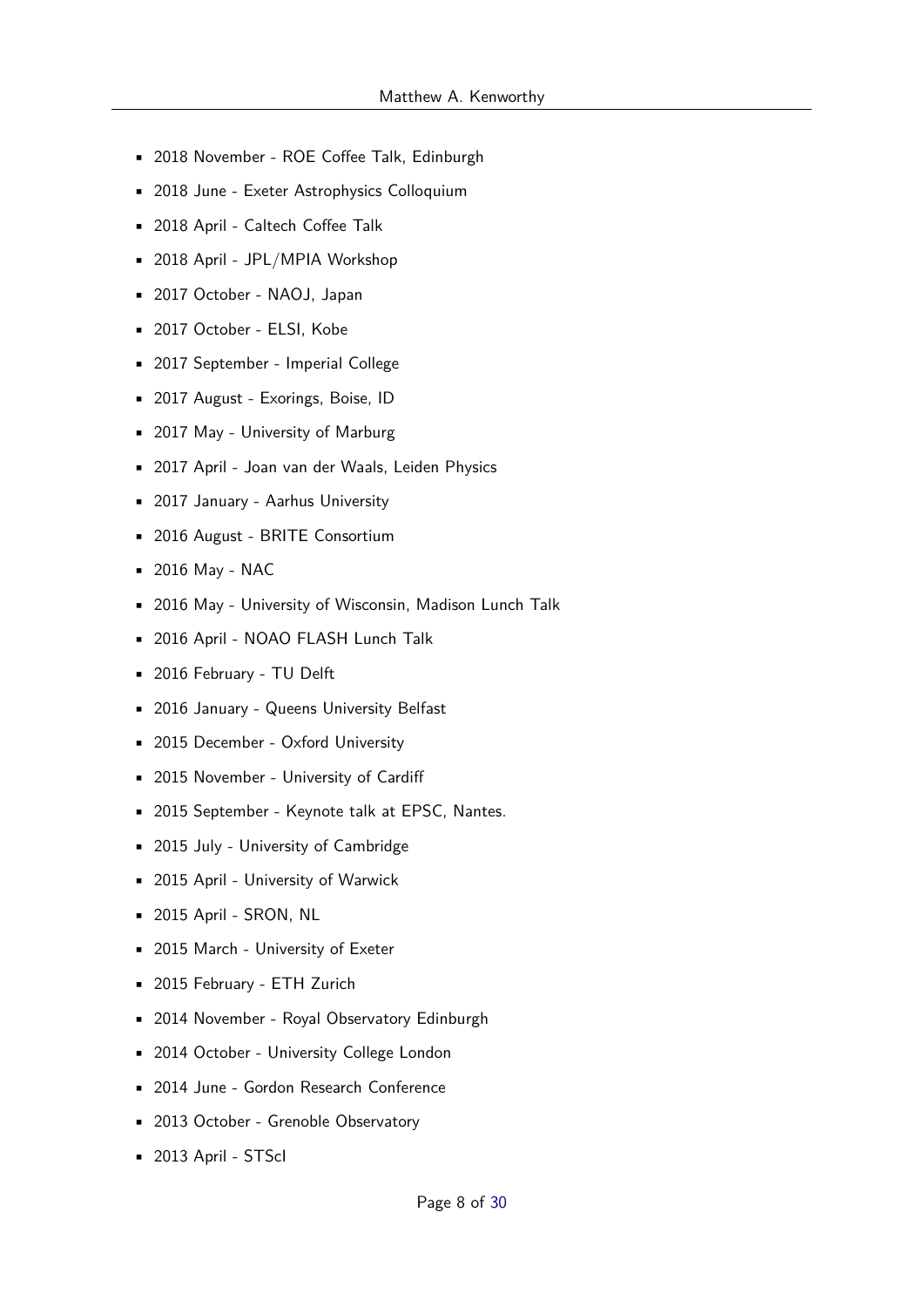- 2018 November - ROE Coffee Talk, Edinburgh
- 2018 June - Exeter Astrophysics Colloquium
- 2018 April - Caltech Coffee Talk
- 2018 April - JPL/MPIA Workshop
- 2017 October - NAOJ, Japan
- 2017 October - ELSI, Kobe
- 2017 September - Imperial College
- 2017 August - Exorings, Boise, ID
- 2017 May - University of Marburg
- 2017 April - Joan van der Waals, Leiden Physics
- 2017 January - Aarhus University
- 2016 August - BRITE Consortium
- 2016 May - NAC
- 2016 May - University of Wisconsin, Madison Lunch Talk
- 2016 April - NOAO FLASH Lunch Talk
- 2016 February - TU Delft
- 2016 January - Queens University Belfast
- 2015 December - Oxford University
- 2015 November - University of Cardiff
- 2015 September - Keynote talk at EPSC, Nantes.
- 2015 July - University of Cambridge
- 2015 April - University of Warwick
- 2015 April - SRON, NL
- 2015 March - University of Exeter
- 2015 February - ETH Zurich
- 2014 November - Royal Observatory Edinburgh
- 2014 October - University College London
- 2014 June - Gordon Research Conference
- 2013 October - Grenoble Observatory
- 2013 April - STScI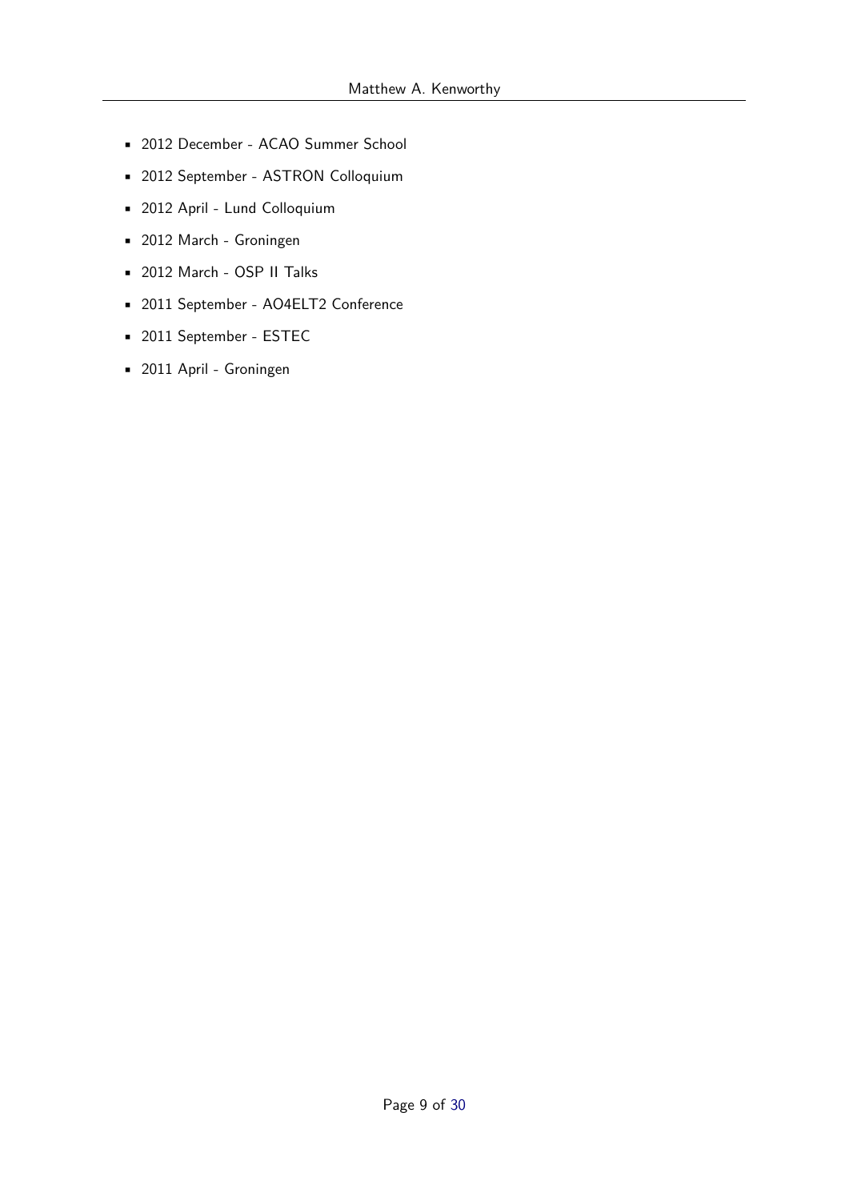- 2012 December - ACAO Summer School
- 2012 September - ASTRON Colloquium
- 2012 April - Lund Colloquium
- 2012 March - Groningen
- 2012 March - OSP II Talks
- 2011 September - AO4ELT2 Conference
- 2011 September - ESTEC
- 2011 April - Groningen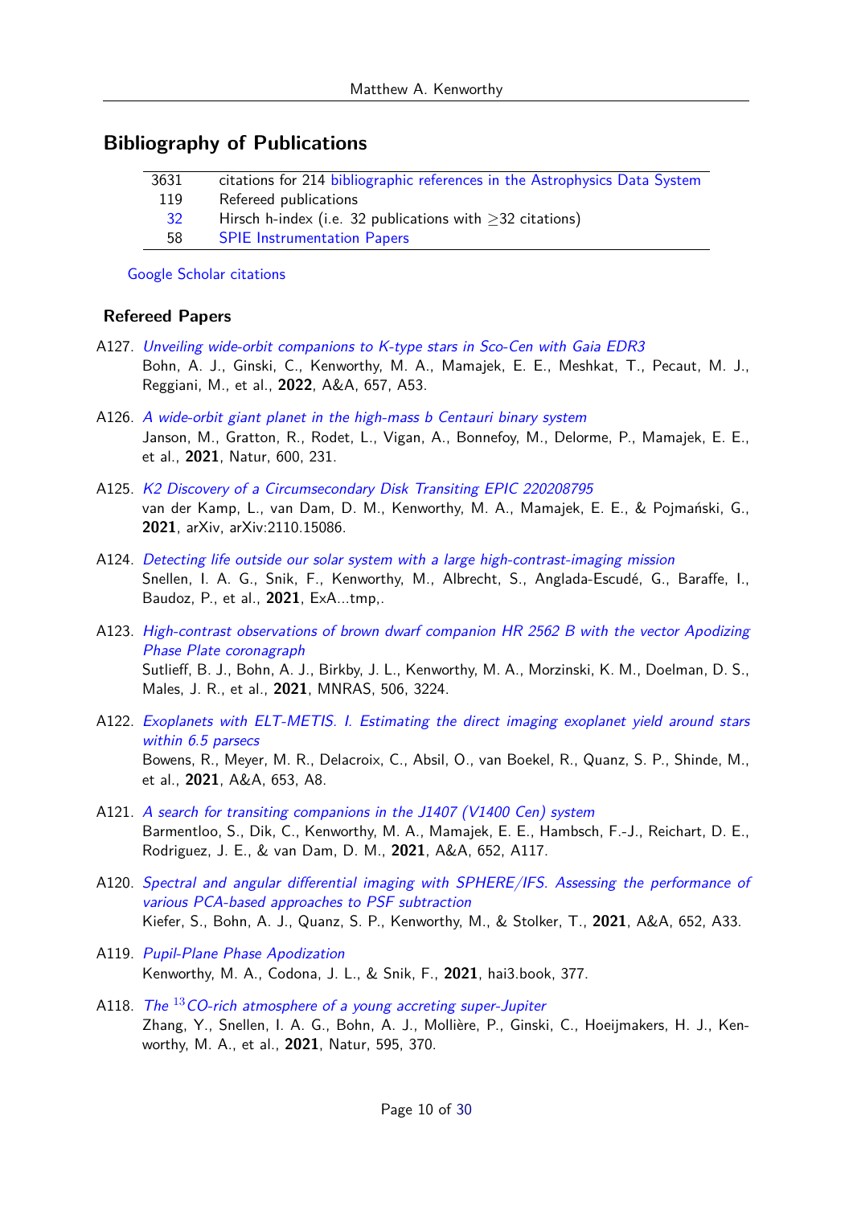## Bibliography of Publications

| | |
|---|---|
| 3631 | citations for 214 bibliographic references in the Astrophysics Data System |
| 119 | Refereed publications |
| 32 | Hirsch h-index (i.e. 32 publications with ≥32 citations) |
| 58 | SPIE Instrumentation Papers |

Google Scholar citations

### Refereed Papers

A127. *Unveiling wide-orbit companions to K-type stars in Sco-Cen with Gaia EDR3*
Bohn, A. J., Ginski, C., Kenworthy, M. A., Mamajek, E. E., Meshkat, T., Pecaut, M. J., Reggiani, M., et al., **2022**, A&A, 657, A53.

A126. *A wide-orbit giant planet in the high-mass b Centauri binary system*
Janson, M., Gratton, R., Rodet, L., Vigan, A., Bonnefoy, M., Delorme, P., Mamajek, E. E., et al., **2021**, Natur, 600, 231.

A125. *K2 Discovery of a Circumsecondary Disk Transiting EPIC 220208795*
van der Kamp, L., van Dam, D. M., Kenworthy, M. A., Mamajek, E. E., & Pojmański, G., **2021**, arXiv, arXiv:2110.15086.

A124. *Detecting life outside our solar system with a large high-contrast-imaging mission*
Snellen, I. A. G., Snik, F., Kenworthy, M., Albrecht, S., Anglada-Escudé, G., Baraffe, I., Baudoz, P., et al., **2021**, ExA...tmp,.

A123. *High-contrast observations of brown dwarf companion HR 2562 B with the vector Apodizing Phase Plate coronagraph*
Sutlieff, B. J., Bohn, A. J., Birkby, J. L., Kenworthy, M. A., Morzinski, K. M., Doelman, D. S., Males, J. R., et al., **2021**, MNRAS, 506, 3224.

A122. *Exoplanets with ELT-METIS. I. Estimating the direct imaging exoplanet yield around stars within 6.5 parsecs*
Bowens, R., Meyer, M. R., Delacroix, C., Absil, O., van Boekel, R., Quanz, S. P., Shinde, M., et al., **2021**, A&A, 653, A8.

A121. *A search for transiting companions in the J1407 (V1400 Cen) system*
Barmentloo, S., Dik, C., Kenworthy, M. A., Mamajek, E. E., Hambsch, F.-J., Reichart, D. E., Rodriguez, J. E., & van Dam, D. M., **2021**, A&A, 652, A117.

A120. *Spectral and angular differential imaging with SPHERE/IFS. Assessing the performance of various PCA-based approaches to PSF subtraction*
Kiefer, S., Bohn, A. J., Quanz, S. P., Kenworthy, M., & Stolker, T., **2021**, A&A, 652, A33.

A119. *Pupil-Plane Phase Apodization*
Kenworthy, M. A., Codona, J. L., & Snik, F., **2021**, hai3.book, 377.

A118. *The $^{13}$CO-rich atmosphere of a young accreting super-Jupiter*
Zhang, Y., Snellen, I. A. G., Bohn, A. J., Mollière, P., Ginski, C., Hoeijmakers, H. J., Kenworthy, M. A., et al., **2021**, Natur, 595, 370.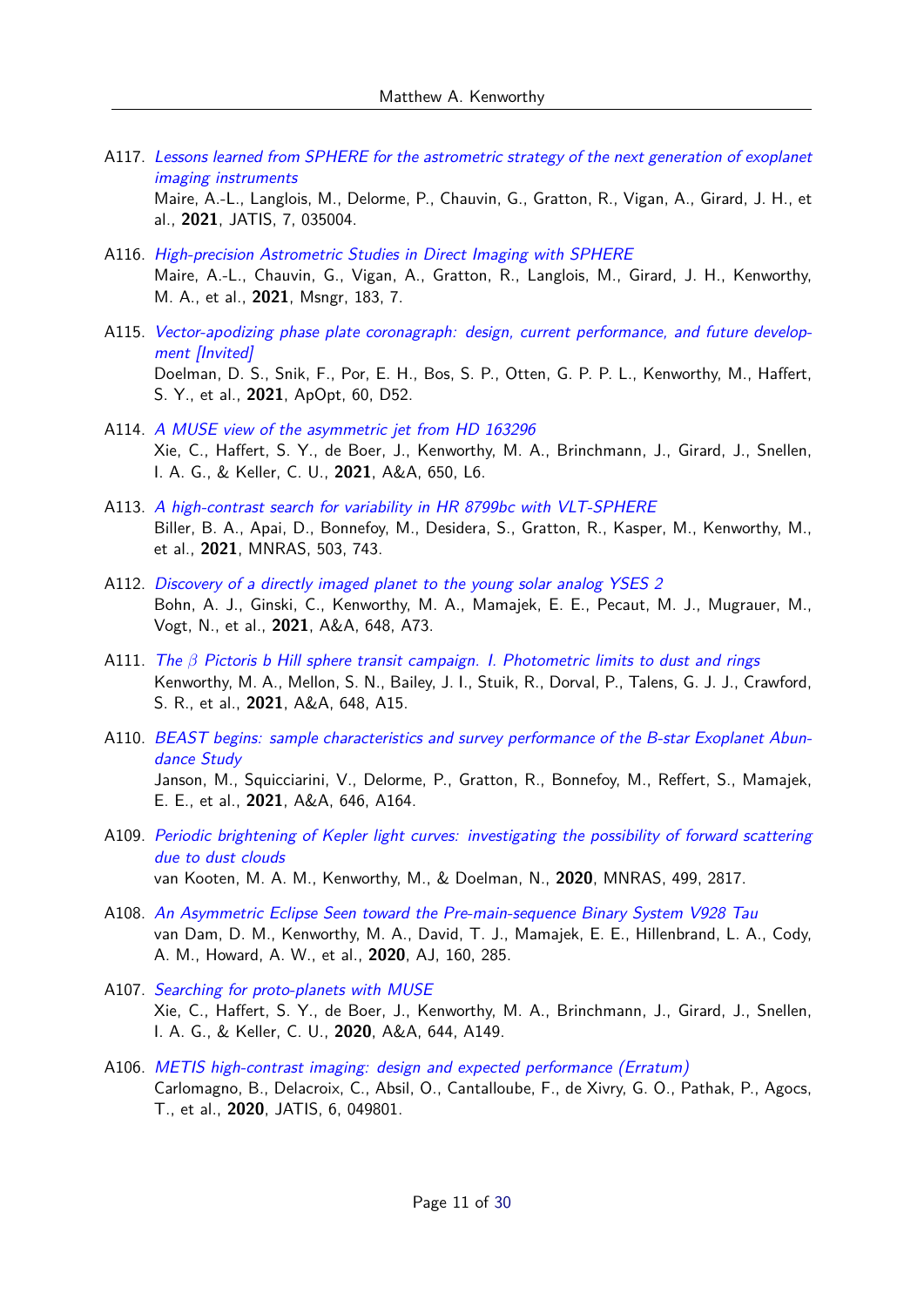A117. *Lessons learned from SPHERE for the astrometric strategy of the next generation of exoplanet imaging instruments*
Maire, A.-L., Langlois, M., Delorme, P., Chauvin, G., Gratton, R., Vigan, A., Girard, J. H., et al., **2021**, JATIS, 7, 035004.

A116. *High-precision Astrometric Studies in Direct Imaging with SPHERE*
Maire, A.-L., Chauvin, G., Vigan, A., Gratton, R., Langlois, M., Girard, J. H., Kenworthy, M. A., et al., **2021**, Msngr, 183, 7.

A115. *Vector-apodizing phase plate coronagraph: design, current performance, and future development [Invited]*
Doelman, D. S., Snik, F., Por, E. H., Bos, S. P., Otten, G. P. P. L., Kenworthy, M., Haffert, S. Y., et al., **2021**, ApOpt, 60, D52.

A114. *A MUSE view of the asymmetric jet from HD 163296*
Xie, C., Haffert, S. Y., de Boer, J., Kenworthy, M. A., Brinchmann, J., Girard, J., Snellen, I. A. G., & Keller, C. U., **2021**, A&A, 650, L6.

A113. *A high-contrast search for variability in HR 8799bc with VLT-SPHERE*
Biller, B. A., Apai, D., Bonnefoy, M., Desidera, S., Gratton, R., Kasper, M., Kenworthy, M., et al., **2021**, MNRAS, 503, 743.

A112. *Discovery of a directly imaged planet to the young solar analog YSES 2*
Bohn, A. J., Ginski, C., Kenworthy, M. A., Mamajek, E. E., Pecaut, M. J., Mugrauer, M., Vogt, N., et al., **2021**, A&A, 648, A73.

A111. *The $\beta$ Pictoris b Hill sphere transit campaign. I. Photometric limits to dust and rings*
Kenworthy, M. A., Mellon, S. N., Bailey, J. I., Stuik, R., Dorval, P., Talens, G. J. J., Crawford, S. R., et al., **2021**, A&A, 648, A15.

A110. *BEAST begins: sample characteristics and survey performance of the B-star Exoplanet Abundance Study*
Janson, M., Squicciarini, V., Delorme, P., Gratton, R., Bonnefoy, M., Reffert, S., Mamajek, E. E., et al., **2021**, A&A, 646, A164.

A109. *Periodic brightening of Kepler light curves: investigating the possibility of forward scattering due to dust clouds*
van Kooten, M. A. M., Kenworthy, M., & Doelman, N., **2020**, MNRAS, 499, 2817.

A108. *An Asymmetric Eclipse Seen toward the Pre-main-sequence Binary System V928 Tau*
van Dam, D. M., Kenworthy, M. A., David, T. J., Mamajek, E. E., Hillenbrand, L. A., Cody, A. M., Howard, A. W., et al., **2020**, AJ, 160, 285.

A107. *Searching for proto-planets with MUSE*
Xie, C., Haffert, S. Y., de Boer, J., Kenworthy, M. A., Brinchmann, J., Girard, J., Snellen, I. A. G., & Keller, C. U., **2020**, A&A, 644, A149.

A106. *METIS high-contrast imaging: design and expected performance (Erratum)*
Carlomagno, B., Delacroix, C., Absil, O., Cantalloube, F., de Xivry, G. O., Pathak, P., Agocs, T., et al., **2020**, JATIS, 6, 049801.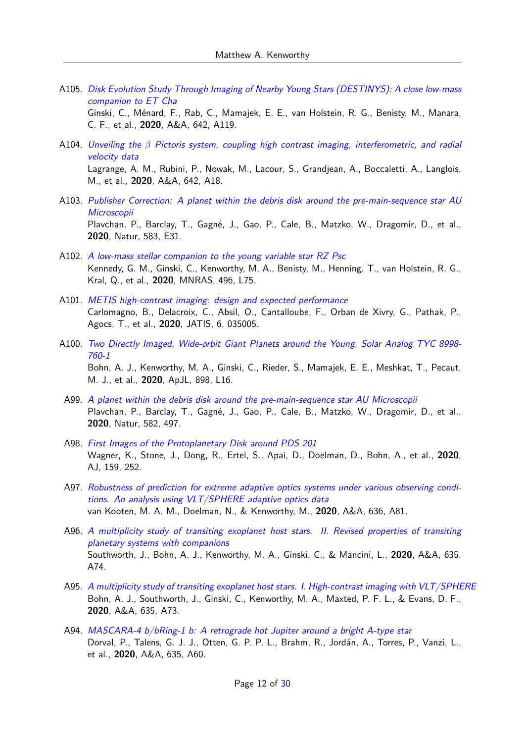A105. *Disk Evolution Study Through Imaging of Nearby Young Stars (DESTINYS): A close low-mass companion to ET Cha*
Ginski, C., Ménard, F., Rab, C., Mamajek, E. E., van Holstein, R. G., Benisty, M., Manara, C. F., et al., **2020**, A&A, 642, A119.

A104. *Unveiling the $\beta$ Pictoris system, coupling high contrast imaging, interferometric, and radial velocity data*
Lagrange, A. M., Rubini, P., Nowak, M., Lacour, S., Grandjean, A., Boccaletti, A., Langlois, M., et al., **2020**, A&A, 642, A18.

A103. *Publisher Correction: A planet within the debris disk around the pre-main-sequence star AU Microscopii*
Plavchan, P., Barclay, T., Gagné, J., Gao, P., Cale, B., Matzko, W., Dragomir, D., et al., **2020**, Natur, 583, E31.

A102. *A low-mass stellar companion to the young variable star RZ Psc*
Kennedy, G. M., Ginski, C., Kenworthy, M. A., Benisty, M., Henning, T., van Holstein, R. G., Kral, Q., et al., **2020**, MNRAS, 496, L75.

A101. *METIS high-contrast imaging: design and expected performance*
Carlomagno, B., Delacroix, C., Absil, O., Cantalloube, F., Orban de Xivry, G., Pathak, P., Agocs, T., et al., **2020**, JATIS, 6, 035005.

A100. *Two Directly Imaged, Wide-orbit Giant Planets around the Young, Solar Analog TYC 8998-760-1*
Bohn, A. J., Kenworthy, M. A., Ginski, C., Rieder, S., Mamajek, E. E., Meshkat, T., Pecaut, M. J., et al., **2020**, ApJL, 898, L16.

A99. *A planet within the debris disk around the pre-main-sequence star AU Microscopii*
Plavchan, P., Barclay, T., Gagné, J., Gao, P., Cale, B., Matzko, W., Dragomir, D., et al., **2020**, Natur, 582, 497.

A98. *First Images of the Protoplanetary Disk around PDS 201*
Wagner, K., Stone, J., Dong, R., Ertel, S., Apai, D., Doelman, D., Bohn, A., et al., **2020**, AJ, 159, 252.

A97. *Robustness of prediction for extreme adaptive optics systems under various observing conditions. An analysis using VLT/SPHERE adaptive optics data*
van Kooten, M. A. M., Doelman, N., & Kenworthy, M., **2020**, A&A, 636, A81.

A96. *A multiplicity study of transiting exoplanet host stars. II. Revised properties of transiting planetary systems with companions*
Southworth, J., Bohn, A. J., Kenworthy, M. A., Ginski, C., & Mancini, L., **2020**, A&A, 635, A74.

A95. *A multiplicity study of transiting exoplanet host stars. I. High-contrast imaging with VLT/SPHERE*
Bohn, A. J., Southworth, J., Ginski, C., Kenworthy, M. A., Maxted, P. F. L., & Evans, D. F., **2020**, A&A, 635, A73.

A94. *MASCARA-4 b/bRing-1 b: A retrograde hot Jupiter around a bright A-type star*
Dorval, P., Talens, G. J. J., Otten, G. P. P. L., Brahm, R., Jordán, A., Torres, P., Vanzi, L., et al., **2020**, A&A, 635, A60.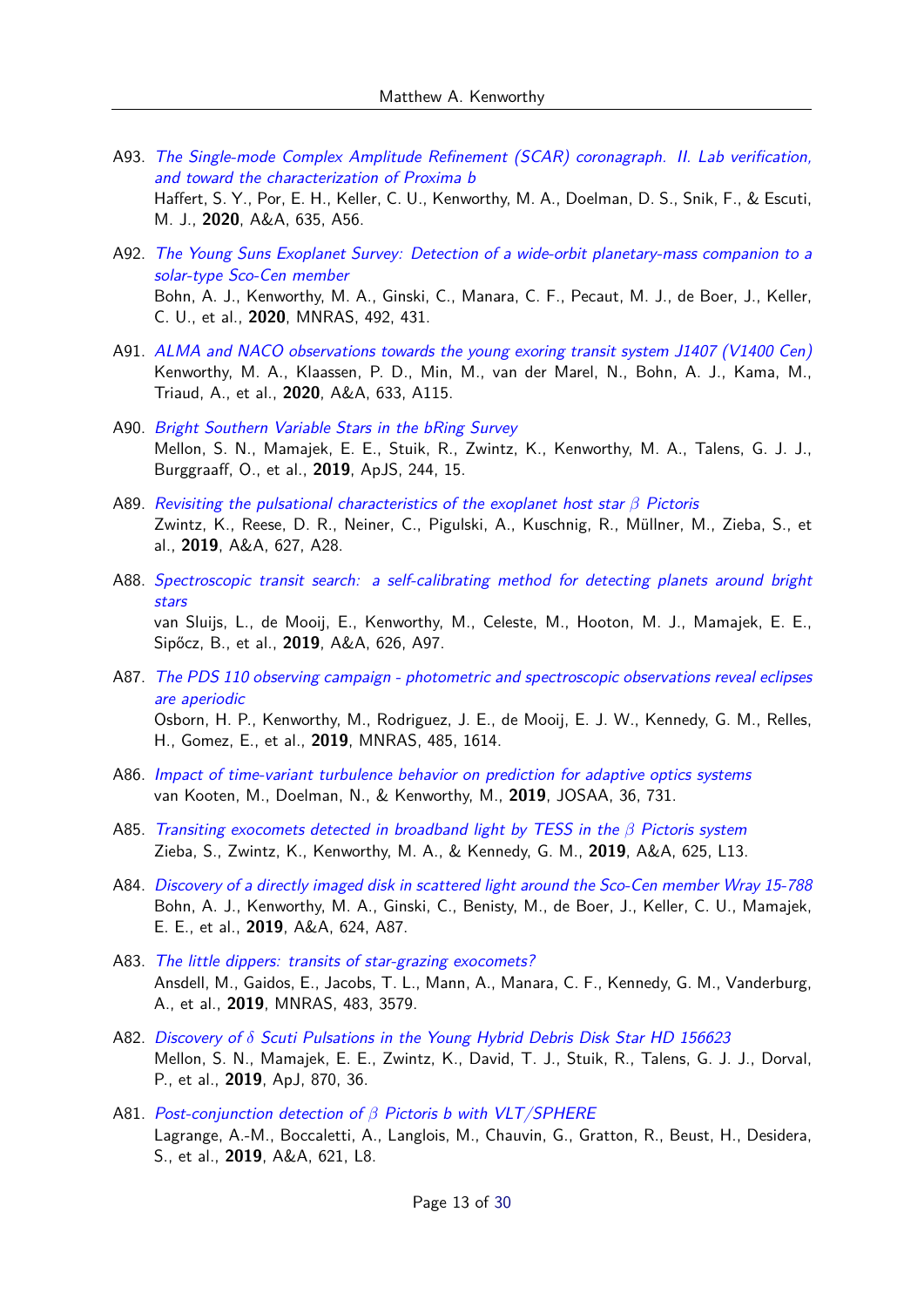A93. *The Single-mode Complex Amplitude Refinement (SCAR) coronagraph. II. Lab verification, and toward the characterization of Proxima b*
Haffert, S. Y., Por, E. H., Keller, C. U., Kenworthy, M. A., Doelman, D. S., Snik, F., & Escuti, M. J., **2020**, A&A, 635, A56.

A92. *The Young Suns Exoplanet Survey: Detection of a wide-orbit planetary-mass companion to a solar-type Sco-Cen member*
Bohn, A. J., Kenworthy, M. A., Ginski, C., Manara, C. F., Pecaut, M. J., de Boer, J., Keller, C. U., et al., **2020**, MNRAS, 492, 431.

A91. *ALMA and NACO observations towards the young exoring transit system J1407 (V1400 Cen)*
Kenworthy, M. A., Klaassen, P. D., Min, M., van der Marel, N., Bohn, A. J., Kama, M., Triaud, A., et al., **2020**, A&A, 633, A115.

A90. *Bright Southern Variable Stars in the bRing Survey*
Mellon, S. N., Mamajek, E. E., Stuik, R., Zwintz, K., Kenworthy, M. A., Talens, G. J. J., Burggraaff, O., et al., **2019**, ApJS, 244, 15.

A89. *Revisiting the pulsational characteristics of the exoplanet host star $\beta$ Pictoris*
Zwintz, K., Reese, D. R., Neiner, C., Pigulski, A., Kuschnig, R., Müllner, M., Zieba, S., et al., **2019**, A&A, 627, A28.

A88. *Spectroscopic transit search: a self-calibrating method for detecting planets around bright stars*
van Sluijs, L., de Mooij, E., Kenworthy, M., Celeste, M., Hooton, M. J., Mamajek, E. E., Sipőcz, B., et al., **2019**, A&A, 626, A97.

A87. *The PDS 110 observing campaign - photometric and spectroscopic observations reveal eclipses are aperiodic*
Osborn, H. P., Kenworthy, M., Rodriguez, J. E., de Mooij, E. J. W., Kennedy, G. M., Relles, H., Gomez, E., et al., **2019**, MNRAS, 485, 1614.

A86. *Impact of time-variant turbulence behavior on prediction for adaptive optics systems*
van Kooten, M., Doelman, N., & Kenworthy, M., **2019**, JOSAA, 36, 731.

A85. *Transiting exocomets detected in broadband light by TESS in the $\beta$ Pictoris system*
Zieba, S., Zwintz, K., Kenworthy, M. A., & Kennedy, G. M., **2019**, A&A, 625, L13.

A84. *Discovery of a directly imaged disk in scattered light around the Sco-Cen member Wray 15-788*
Bohn, A. J., Kenworthy, M. A., Ginski, C., Benisty, M., de Boer, J., Keller, C. U., Mamajek, E. E., et al., **2019**, A&A, 624, A87.

A83. *The little dippers: transits of star-grazing exocomets?*
Ansdell, M., Gaidos, E., Jacobs, T. L., Mann, A., Manara, C. F., Kennedy, G. M., Vanderburg, A., et al., **2019**, MNRAS, 483, 3579.

A82. *Discovery of $\delta$ Scuti Pulsations in the Young Hybrid Debris Disk Star HD 156623*
Mellon, S. N., Mamajek, E. E., Zwintz, K., David, T. J., Stuik, R., Talens, G. J. J., Dorval, P., et al., **2019**, ApJ, 870, 36.

A81. *Post-conjunction detection of $\beta$ Pictoris b with VLT/SPHERE*
Lagrange, A.-M., Boccaletti, A., Langlois, M., Chauvin, G., Gratton, R., Beust, H., Desidera, S., et al., **2019**, A&A, 621, L8.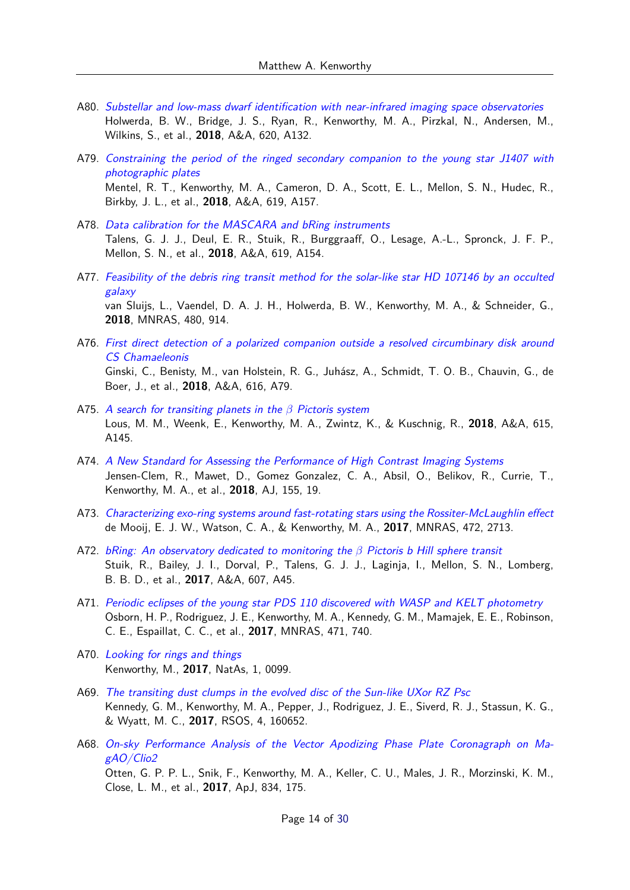A80. *Substellar and low-mass dwarf identification with near-infrared imaging space observatories*
Holwerda, B. W., Bridge, J. S., Ryan, R., Kenworthy, M. A., Pirzkal, N., Andersen, M., Wilkins, S., et al., **2018**, A&A, 620, A132.

A79. *Constraining the period of the ringed secondary companion to the young star J1407 with photographic plates*
Mentel, R. T., Kenworthy, M. A., Cameron, D. A., Scott, E. L., Mellon, S. N., Hudec, R., Birkby, J. L., et al., **2018**, A&A, 619, A157.

A78. *Data calibration for the MASCARA and bRing instruments*
Talens, G. J. J., Deul, E. R., Stuik, R., Burggraaff, O., Lesage, A.-L., Spronck, J. F. P., Mellon, S. N., et al., **2018**, A&A, 619, A154.

A77. *Feasibility of the debris ring transit method for the solar-like star HD 107146 by an occulted galaxy*
van Sluijs, L., Vaendel, D. A. J. H., Holwerda, B. W., Kenworthy, M. A., & Schneider, G., **2018**, MNRAS, 480, 914.

A76. *First direct detection of a polarized companion outside a resolved circumbinary disk around CS Chamaeleonis*
Ginski, C., Benisty, M., van Holstein, R. G., Juhász, A., Schmidt, T. O. B., Chauvin, G., de Boer, J., et al., **2018**, A&A, 616, A79.

A75. *A search for transiting planets in the $\beta$ Pictoris system*
Lous, M. M., Weenk, E., Kenworthy, M. A., Zwintz, K., & Kuschnig, R., **2018**, A&A, 615, A145.

A74. *A New Standard for Assessing the Performance of High Contrast Imaging Systems*
Jensen-Clem, R., Mawet, D., Gomez Gonzalez, C. A., Absil, O., Belikov, R., Currie, T., Kenworthy, M. A., et al., **2018**, AJ, 155, 19.

A73. *Characterizing exo-ring systems around fast-rotating stars using the Rossiter-McLaughlin effect*
de Mooij, E. J. W., Watson, C. A., & Kenworthy, M. A., **2017**, MNRAS, 472, 2713.

A72. *bRing: An observatory dedicated to monitoring the $\beta$ Pictoris b Hill sphere transit*
Stuik, R., Bailey, J. I., Dorval, P., Talens, G. J. J., Laginja, I., Mellon, S. N., Lomberg, B. B. D., et al., **2017**, A&A, 607, A45.

A71. *Periodic eclipses of the young star PDS 110 discovered with WASP and KELT photometry*
Osborn, H. P., Rodriguez, J. E., Kenworthy, M. A., Kennedy, G. M., Mamajek, E. E., Robinson, C. E., Espaillat, C. C., et al., **2017**, MNRAS, 471, 740.

A70. *Looking for rings and things*
Kenworthy, M., **2017**, NatAs, 1, 0099.

A69. *The transiting dust clumps in the evolved disc of the Sun-like UXor RZ Psc*
Kennedy, G. M., Kenworthy, M. A., Pepper, J., Rodriguez, J. E., Siverd, R. J., Stassun, K. G., & Wyatt, M. C., **2017**, RSOS, 4, 160652.

A68. *On-sky Performance Analysis of the Vector Apodizing Phase Plate Coronagraph on MagAO/Clio2*
Otten, G. P. P. L., Snik, F., Kenworthy, M. A., Keller, C. U., Males, J. R., Morzinski, K. M., Close, L. M., et al., **2017**, ApJ, 834, 175.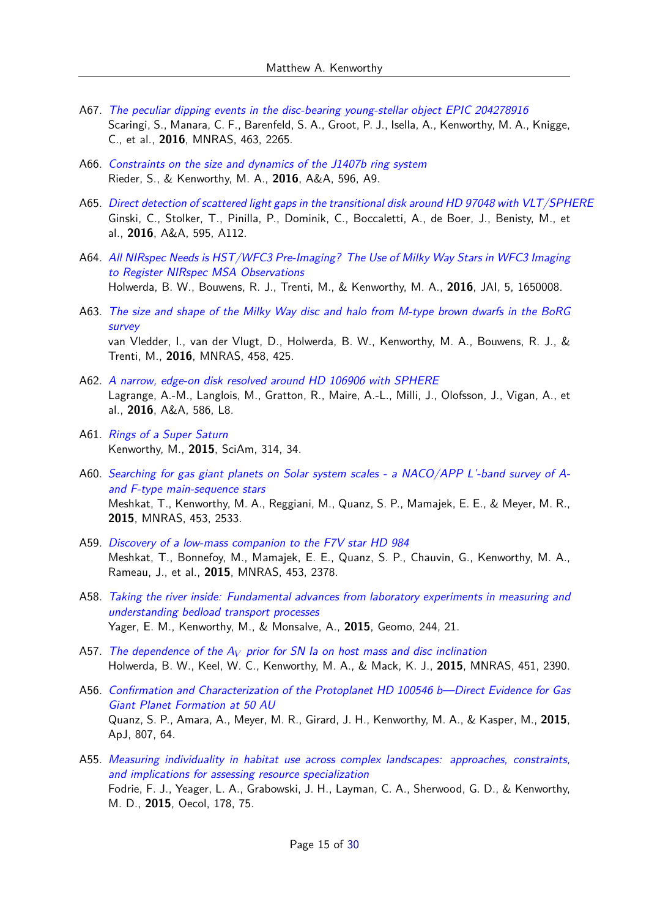A67. *The peculiar dipping events in the disc-bearing young-stellar object EPIC 204278916*
Scaringi, S., Manara, C. F., Barenfeld, S. A., Groot, P. J., Isella, A., Kenworthy, M. A., Knigge, C., et al., **2016**, MNRAS, 463, 2265.

A66. *Constraints on the size and dynamics of the J1407b ring system*
Rieder, S., & Kenworthy, M. A., **2016**, A&A, 596, A9.

A65. *Direct detection of scattered light gaps in the transitional disk around HD 97048 with VLT/SPHERE*
Ginski, C., Stolker, T., Pinilla, P., Dominik, C., Boccaletti, A., de Boer, J., Benisty, M., et al., **2016**, A&A, 595, A112.

A64. *All NIRspec Needs is HST/WFC3 Pre-Imaging? The Use of Milky Way Stars in WFC3 Imaging to Register NIRspec MSA Observations*
Holwerda, B. W., Bouwens, R. J., Trenti, M., & Kenworthy, M. A., **2016**, JAI, 5, 1650008.

A63. *The size and shape of the Milky Way disc and halo from M-type brown dwarfs in the BoRG survey*
van Vledder, I., van der Vlugt, D., Holwerda, B. W., Kenworthy, M. A., Bouwens, R. J., & Trenti, M., **2016**, MNRAS, 458, 425.

A62. *A narrow, edge-on disk resolved around HD 106906 with SPHERE*
Lagrange, A.-M., Langlois, M., Gratton, R., Maire, A.-L., Milli, J., Olofsson, J., Vigan, A., et al., **2016**, A&A, 586, L8.

A61. *Rings of a Super Saturn*
Kenworthy, M., **2015**, SciAm, 314, 34.

A60. *Searching for gas giant planets on Solar system scales - a NACO/APP L'-band survey of A- and F-type main-sequence stars*
Meshkat, T., Kenworthy, M. A., Reggiani, M., Quanz, S. P., Mamajek, E. E., & Meyer, M. R., **2015**, MNRAS, 453, 2533.

A59. *Discovery of a low-mass companion to the F7V star HD 984*
Meshkat, T., Bonnefoy, M., Mamajek, E. E., Quanz, S. P., Chauvin, G., Kenworthy, M. A., Rameau, J., et al., **2015**, MNRAS, 453, 2378.

A58. *Taking the river inside: Fundamental advances from laboratory experiments in measuring and understanding bedload transport processes*
Yager, E. M., Kenworthy, M., & Monsalve, A., **2015**, Geomo, 244, 21.

A57. *The dependence of the $A_V$ prior for SN Ia on host mass and disc inclination*
Holwerda, B. W., Keel, W. C., Kenworthy, M. A., & Mack, K. J., **2015**, MNRAS, 451, 2390.

A56. *Confirmation and Characterization of the Protoplanet HD 100546 b—Direct Evidence for Gas Giant Planet Formation at 50 AU*
Quanz, S. P., Amara, A., Meyer, M. R., Girard, J. H., Kenworthy, M. A., & Kasper, M., **2015**, ApJ, 807, 64.

A55. *Measuring individuality in habitat use across complex landscapes: approaches, constraints, and implications for assessing resource specialization*
Fodrie, F. J., Yeager, L. A., Grabowski, J. H., Layman, C. A., Sherwood, G. D., & Kenworthy, M. D., **2015**, Oecol, 178, 75.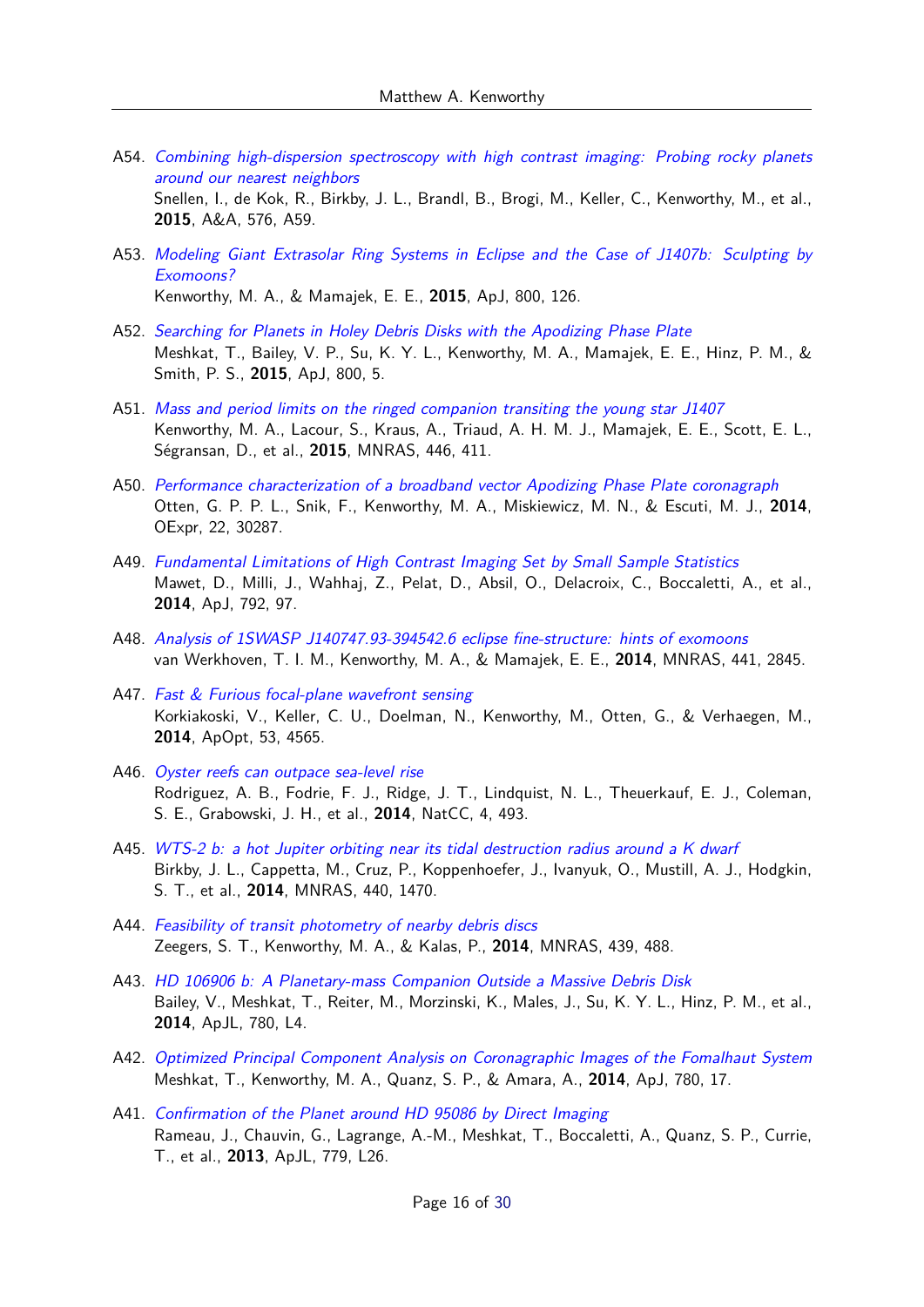- A54. *Combining high-dispersion spectroscopy with high contrast imaging: Probing rocky planets around our nearest neighbors*
Snellen, I., de Kok, R., Birkby, J. L., Brandl, B., Brogi, M., Keller, C., Kenworthy, M., et al., **2015**, A&A, 576, A59.

- A53. *Modeling Giant Extrasolar Ring Systems in Eclipse and the Case of J1407b: Sculpting by Exomoons?*
Kenworthy, M. A., & Mamajek, E. E., **2015**, ApJ, 800, 126.

- A52. *Searching for Planets in Holey Debris Disks with the Apodizing Phase Plate*
Meshkat, T., Bailey, V. P., Su, K. Y. L., Kenworthy, M. A., Mamajek, E. E., Hinz, P. M., & Smith, P. S., **2015**, ApJ, 800, 5.

- A51. *Mass and period limits on the ringed companion transiting the young star J1407*
Kenworthy, M. A., Lacour, S., Kraus, A., Triaud, A. H. M. J., Mamajek, E. E., Scott, E. L., Ségransan, D., et al., **2015**, MNRAS, 446, 411.

- A50. *Performance characterization of a broadband vector Apodizing Phase Plate coronagraph*
Otten, G. P. P. L., Snik, F., Kenworthy, M. A., Miskiewicz, M. N., & Escuti, M. J., **2014**, OExpr, 22, 30287.

- A49. *Fundamental Limitations of High Contrast Imaging Set by Small Sample Statistics*
Mawet, D., Milli, J., Wahhaj, Z., Pelat, D., Absil, O., Delacroix, C., Boccaletti, A., et al., **2014**, ApJ, 792, 97.

- A48. *Analysis of 1SWASP J140747.93-394542.6 eclipse fine-structure: hints of exomoons*
van Werkhoven, T. I. M., Kenworthy, M. A., & Mamajek, E. E., **2014**, MNRAS, 441, 2845.

- A47. *Fast & Furious focal-plane wavefront sensing*
Korkiakoski, V., Keller, C. U., Doelman, N., Kenworthy, M., Otten, G., & Verhaegen, M., **2014**, ApOpt, 53, 4565.

- A46. *Oyster reefs can outpace sea-level rise*
Rodriguez, A. B., Fodrie, F. J., Ridge, J. T., Lindquist, N. L., Theuerkauf, E. J., Coleman, S. E., Grabowski, J. H., et al., **2014**, NatCC, 4, 493.

- A45. *WTS-2 b: a hot Jupiter orbiting near its tidal destruction radius around a K dwarf*
Birkby, J. L., Cappetta, M., Cruz, P., Koppenhoefer, J., Ivanyuk, O., Mustill, A. J., Hodgkin, S. T., et al., **2014**, MNRAS, 440, 1470.

- A44. *Feasibility of transit photometry of nearby debris discs*
Zeegers, S. T., Kenworthy, M. A., & Kalas, P., **2014**, MNRAS, 439, 488.

- A43. *HD 106906 b: A Planetary-mass Companion Outside a Massive Debris Disk*
Bailey, V., Meshkat, T., Reiter, M., Morzinski, K., Males, J., Su, K. Y. L., Hinz, P. M., et al., **2014**, ApJL, 780, L4.

- A42. *Optimized Principal Component Analysis on Coronagraphic Images of the Fomalhaut System*
Meshkat, T., Kenworthy, M. A., Quanz, S. P., & Amara, A., **2014**, ApJ, 780, 17.

- A41. *Confirmation of the Planet around HD 95086 by Direct Imaging*
Rameau, J., Chauvin, G., Lagrange, A.-M., Meshkat, T., Boccaletti, A., Quanz, S. P., Currie, T., et al., **2013**, ApJL, 779, L26.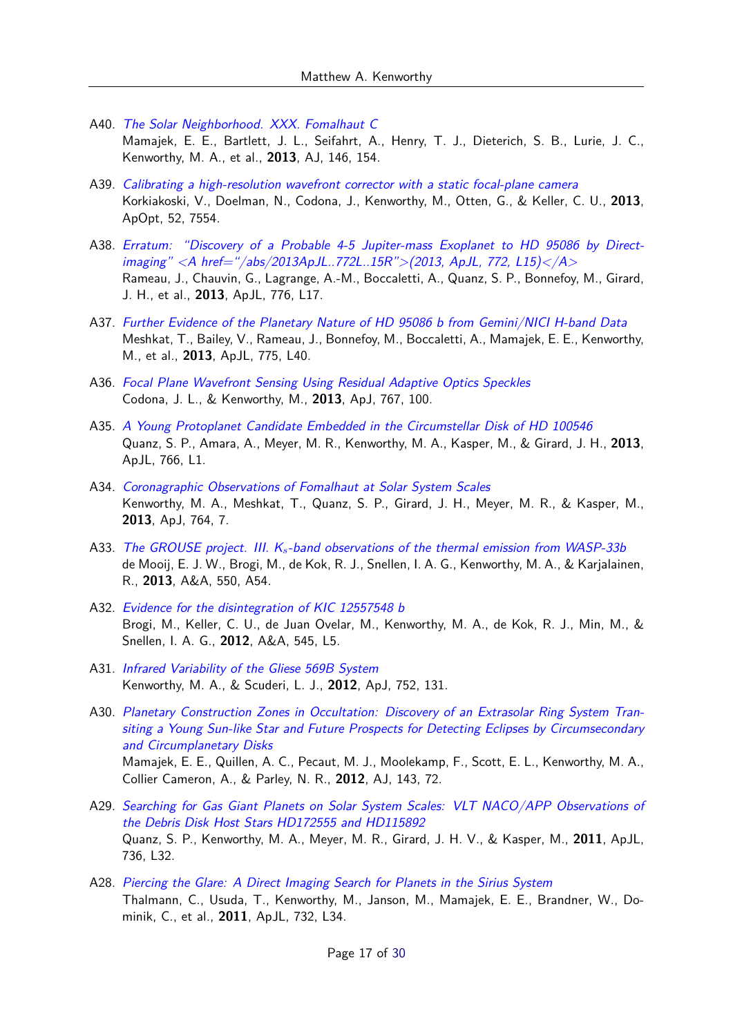A40. *The Solar Neighborhood. XXX. Fomalhaut C*
Mamajek, E. E., Bartlett, J. L., Seifahrt, A., Henry, T. J., Dieterich, S. B., Lurie, J. C., Kenworthy, M. A., et al., **2013**, AJ, 146, 154.

A39. *Calibrating a high-resolution wavefront corrector with a static focal-plane camera*
Korkiakoski, V., Doelman, N., Codona, J., Kenworthy, M., Otten, G., & Keller, C. U., **2013**, ApOpt, 52, 7554.

A38. *Erratum: "Discovery of a Probable 4-5 Jupiter-mass Exoplanet to HD 95086 by Direct-imaging" <A href="/abs/2013ApJL..772L..15R">(2013, ApJL, 772, L15)</A>*
Rameau, J., Chauvin, G., Lagrange, A.-M., Boccaletti, A., Quanz, S. P., Bonnefoy, M., Girard, J. H., et al., **2013**, ApJL, 776, L17.

A37. *Further Evidence of the Planetary Nature of HD 95086 b from Gemini/NICI H-band Data*
Meshkat, T., Bailey, V., Rameau, J., Bonnefoy, M., Boccaletti, A., Mamajek, E. E., Kenworthy, M., et al., **2013**, ApJL, 775, L40.

A36. *Focal Plane Wavefront Sensing Using Residual Adaptive Optics Speckles*
Codona, J. L., & Kenworthy, M., **2013**, ApJ, 767, 100.

A35. *A Young Protoplanet Candidate Embedded in the Circumstellar Disk of HD 100546*
Quanz, S. P., Amara, A., Meyer, M. R., Kenworthy, M. A., Kasper, M., & Girard, J. H., **2013**, ApJL, 766, L1.

A34. *Coronagraphic Observations of Fomalhaut at Solar System Scales*
Kenworthy, M. A., Meshkat, T., Quanz, S. P., Girard, J. H., Meyer, M. R., & Kasper, M., **2013**, ApJ, 764, 7.

A33. *The GROUSE project. III. $K_s$-band observations of the thermal emission from WASP-33b*
de Mooij, E. J. W., Brogi, M., de Kok, R. J., Snellen, I. A. G., Kenworthy, M. A., & Karjalainen, R., **2013**, A&A, 550, A54.

A32. *Evidence for the disintegration of KIC 12557548 b*
Brogi, M., Keller, C. U., de Juan Ovelar, M., Kenworthy, M. A., de Kok, R. J., Min, M., & Snellen, I. A. G., **2012**, A&A, 545, L5.

A31. *Infrared Variability of the Gliese 569B System*
Kenworthy, M. A., & Scuderi, L. J., **2012**, ApJ, 752, 131.

A30. *Planetary Construction Zones in Occultation: Discovery of an Extrasolar Ring System Transiting a Young Sun-like Star and Future Prospects for Detecting Eclipses by Circumsecondary and Circumplanetary Disks*
Mamajek, E. E., Quillen, A. C., Pecaut, M. J., Moolekamp, F., Scott, E. L., Kenworthy, M. A., Collier Cameron, A., & Parley, N. R., **2012**, AJ, 143, 72.

A29. *Searching for Gas Giant Planets on Solar System Scales: VLT NACO/APP Observations of the Debris Disk Host Stars HD172555 and HD115892*
Quanz, S. P., Kenworthy, M. A., Meyer, M. R., Girard, J. H. V., & Kasper, M., **2011**, ApJL, 736, L32.

A28. *Piercing the Glare: A Direct Imaging Search for Planets in the Sirius System*
Thalmann, C., Usuda, T., Kenworthy, M., Janson, M., Mamajek, E. E., Brandner, W., Dominik, C., et al., **2011**, ApJL, 732, L34.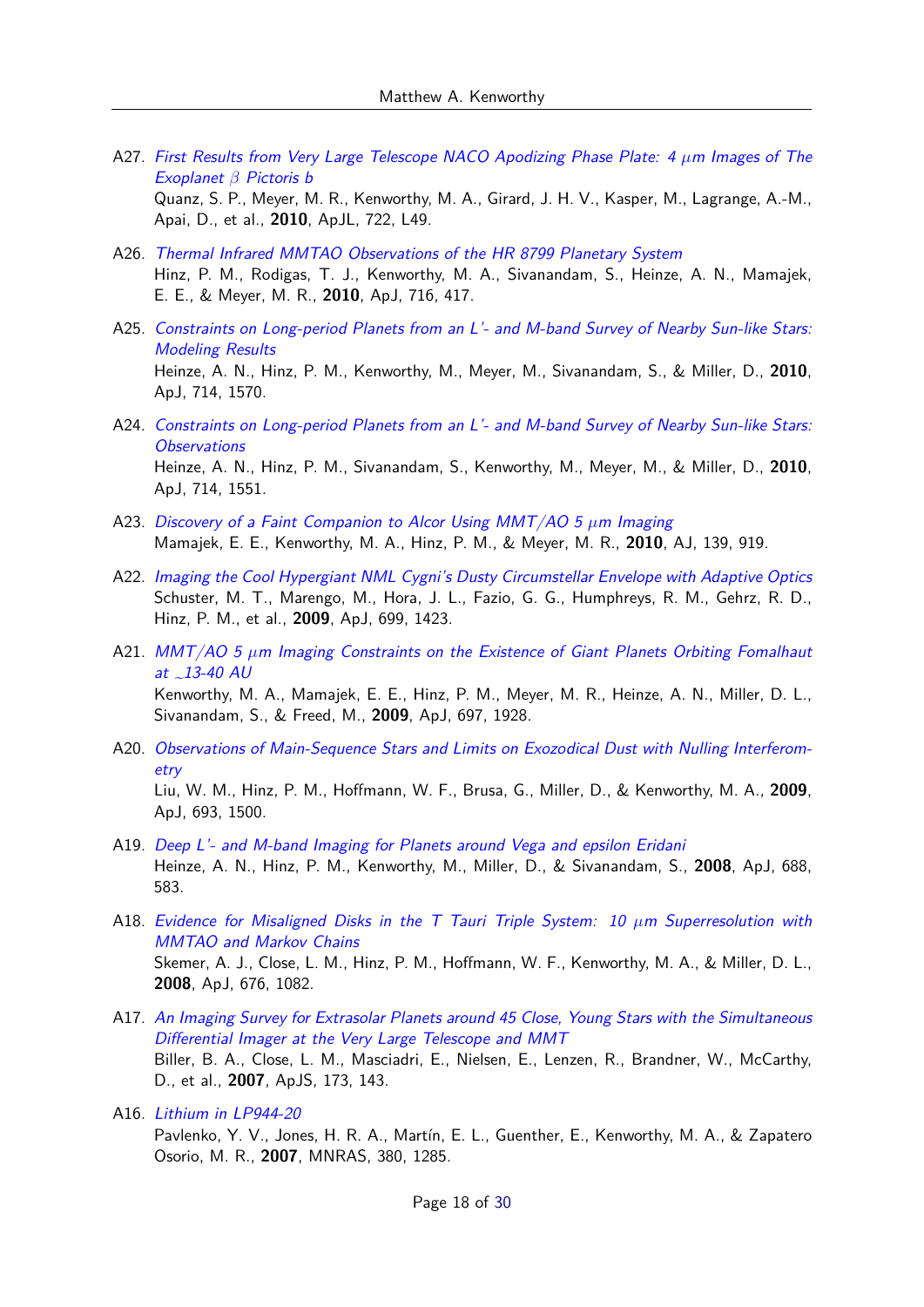A27. *First Results from Very Large Telescope NACO Apodizing Phase Plate: 4 $\mu$m Images of The Exoplanet $\beta$ Pictoris b*
Quanz, S. P., Meyer, M. R., Kenworthy, M. A., Girard, J. H. V., Kasper, M., Lagrange, A.-M., Apai, D., et al., **2010**, ApJL, 722, L49.

A26. *Thermal Infrared MMTAO Observations of the HR 8799 Planetary System*
Hinz, P. M., Rodigas, T. J., Kenworthy, M. A., Sivanandam, S., Heinze, A. N., Mamajek, E. E., & Meyer, M. R., **2010**, ApJ, 716, 417.

A25. *Constraints on Long-period Planets from an L'- and M-band Survey of Nearby Sun-like Stars: Modeling Results*
Heinze, A. N., Hinz, P. M., Kenworthy, M., Meyer, M., Sivanandam, S., & Miller, D., **2010**, ApJ, 714, 1570.

A24. *Constraints on Long-period Planets from an L'- and M-band Survey of Nearby Sun-like Stars: Observations*
Heinze, A. N., Hinz, P. M., Sivanandam, S., Kenworthy, M., Meyer, M., & Miller, D., **2010**, ApJ, 714, 1551.

A23. *Discovery of a Faint Companion to Alcor Using MMT/AO 5 $\mu$m Imaging*
Mamajek, E. E., Kenworthy, M. A., Hinz, P. M., & Meyer, M. R., **2010**, AJ, 139, 919.

A22. *Imaging the Cool Hypergiant NML Cygni's Dusty Circumstellar Envelope with Adaptive Optics*
Schuster, M. T., Marengo, M., Hora, J. L., Fazio, G. G., Humphreys, R. M., Gehrz, R. D., Hinz, P. M., et al., **2009**, ApJ, 699, 1423.

A21. *MMT/AO 5 $\mu$m Imaging Constraints on the Existence of Giant Planets Orbiting Fomalhaut at ~13-40 AU*
Kenworthy, M. A., Mamajek, E. E., Hinz, P. M., Meyer, M. R., Heinze, A. N., Miller, D. L., Sivanandam, S., & Freed, M., **2009**, ApJ, 697, 1928.

A20. *Observations of Main-Sequence Stars and Limits on Exozodical Dust with Nulling Interferometry*
Liu, W. M., Hinz, P. M., Hoffmann, W. F., Brusa, G., Miller, D., & Kenworthy, M. A., **2009**, ApJ, 693, 1500.

A19. *Deep L'- and M-band Imaging for Planets around Vega and epsilon Eridani*
Heinze, A. N., Hinz, P. M., Kenworthy, M., Miller, D., & Sivanandam, S., **2008**, ApJ, 688, 583.

A18. *Evidence for Misaligned Disks in the T Tauri Triple System: 10 $\mu$m Superresolution with MMTAO and Markov Chains*
Skemer, A. J., Close, L. M., Hinz, P. M., Hoffmann, W. F., Kenworthy, M. A., & Miller, D. L., **2008**, ApJ, 676, 1082.

A17. *An Imaging Survey for Extrasolar Planets around 45 Close, Young Stars with the Simultaneous Differential Imager at the Very Large Telescope and MMT*
Biller, B. A., Close, L. M., Masciadri, E., Nielsen, E., Lenzen, R., Brandner, W., McCarthy, D., et al., **2007**, ApJS, 173, 143.

A16. *Lithium in LP944-20*
Pavlenko, Y. V., Jones, H. R. A., Martín, E. L., Guenther, E., Kenworthy, M. A., & Zapatero Osorio, M. R., **2007**, MNRAS, 380, 1285.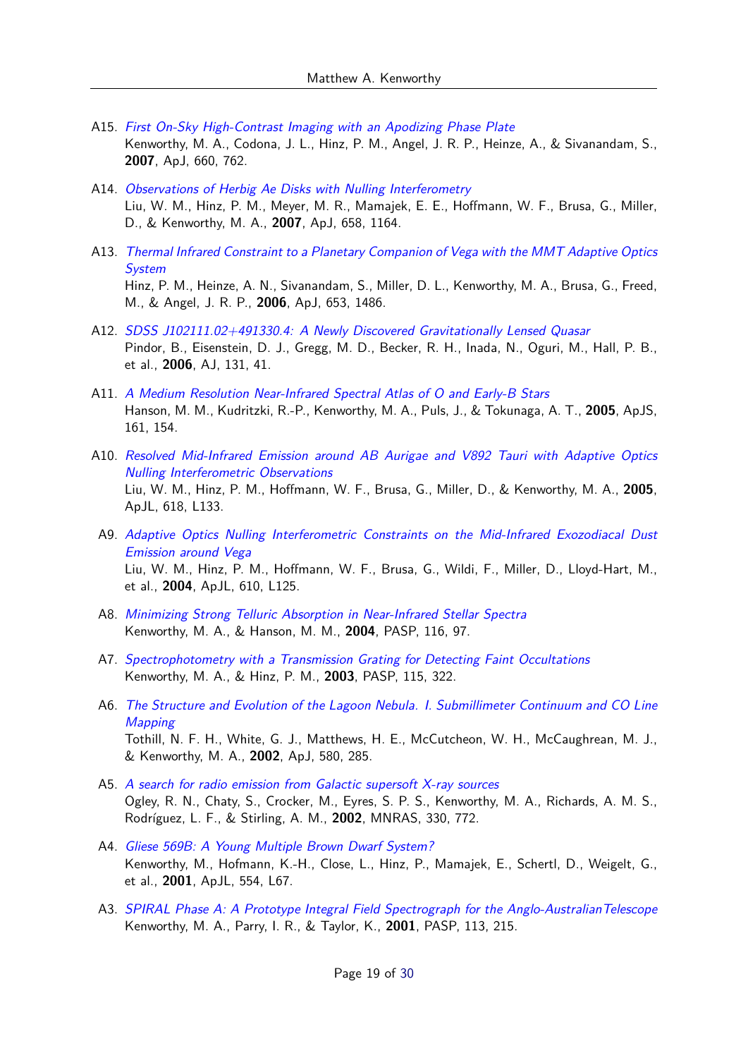A15. *First On-Sky High-Contrast Imaging with an Apodizing Phase Plate*
Kenworthy, M. A., Codona, J. L., Hinz, P. M., Angel, J. R. P., Heinze, A., & Sivanandam, S., **2007**, ApJ, 660, 762.

A14. *Observations of Herbig Ae Disks with Nulling Interferometry*
Liu, W. M., Hinz, P. M., Meyer, M. R., Mamajek, E. E., Hoffmann, W. F., Brusa, G., Miller, D., & Kenworthy, M. A., **2007**, ApJ, 658, 1164.

A13. *Thermal Infrared Constraint to a Planetary Companion of Vega with the MMT Adaptive Optics System*
Hinz, P. M., Heinze, A. N., Sivanandam, S., Miller, D. L., Kenworthy, M. A., Brusa, G., Freed, M., & Angel, J. R. P., **2006**, ApJ, 653, 1486.

A12. *SDSS J102111.02+491330.4: A Newly Discovered Gravitationally Lensed Quasar*
Pindor, B., Eisenstein, D. J., Gregg, M. D., Becker, R. H., Inada, N., Oguri, M., Hall, P. B., et al., **2006**, AJ, 131, 41.

A11. *A Medium Resolution Near-Infrared Spectral Atlas of O and Early-B Stars*
Hanson, M. M., Kudritzki, R.-P., Kenworthy, M. A., Puls, J., & Tokunaga, A. T., **2005**, ApJS, 161, 154.

A10. *Resolved Mid-Infrared Emission around AB Aurigae and V892 Tauri with Adaptive Optics Nulling Interferometric Observations*
Liu, W. M., Hinz, P. M., Hoffmann, W. F., Brusa, G., Miller, D., & Kenworthy, M. A., **2005**, ApJL, 618, L133.

A9. *Adaptive Optics Nulling Interferometric Constraints on the Mid-Infrared Exozodiacal Dust Emission around Vega*
Liu, W. M., Hinz, P. M., Hoffmann, W. F., Brusa, G., Wildi, F., Miller, D., Lloyd-Hart, M., et al., **2004**, ApJL, 610, L125.

A8. *Minimizing Strong Telluric Absorption in Near-Infrared Stellar Spectra*
Kenworthy, M. A., & Hanson, M. M., **2004**, PASP, 116, 97.

A7. *Spectrophotometry with a Transmission Grating for Detecting Faint Occultations*
Kenworthy, M. A., & Hinz, P. M., **2003**, PASP, 115, 322.

A6. *The Structure and Evolution of the Lagoon Nebula. I. Submillimeter Continuum and CO Line Mapping*
Tothill, N. F. H., White, G. J., Matthews, H. E., McCutcheon, W. H., McCaughrean, M. J., & Kenworthy, M. A., **2002**, ApJ, 580, 285.

A5. *A search for radio emission from Galactic supersoft X-ray sources*
Ogley, R. N., Chaty, S., Crocker, M., Eyres, S. P. S., Kenworthy, M. A., Richards, A. M. S., Rodríguez, L. F., & Stirling, A. M., **2002**, MNRAS, 330, 772.

A4. *Gliese 569B: A Young Multiple Brown Dwarf System?*
Kenworthy, M., Hofmann, K.-H., Close, L., Hinz, P., Mamajek, E., Schertl, D., Weigelt, G., et al., **2001**, ApJL, 554, L67.

A3. *SPIRAL Phase A: A Prototype Integral Field Spectrograph for the Anglo-Australian Telescope*
Kenworthy, M. A., Parry, I. R., & Taylor, K., **2001**, PASP, 113, 215.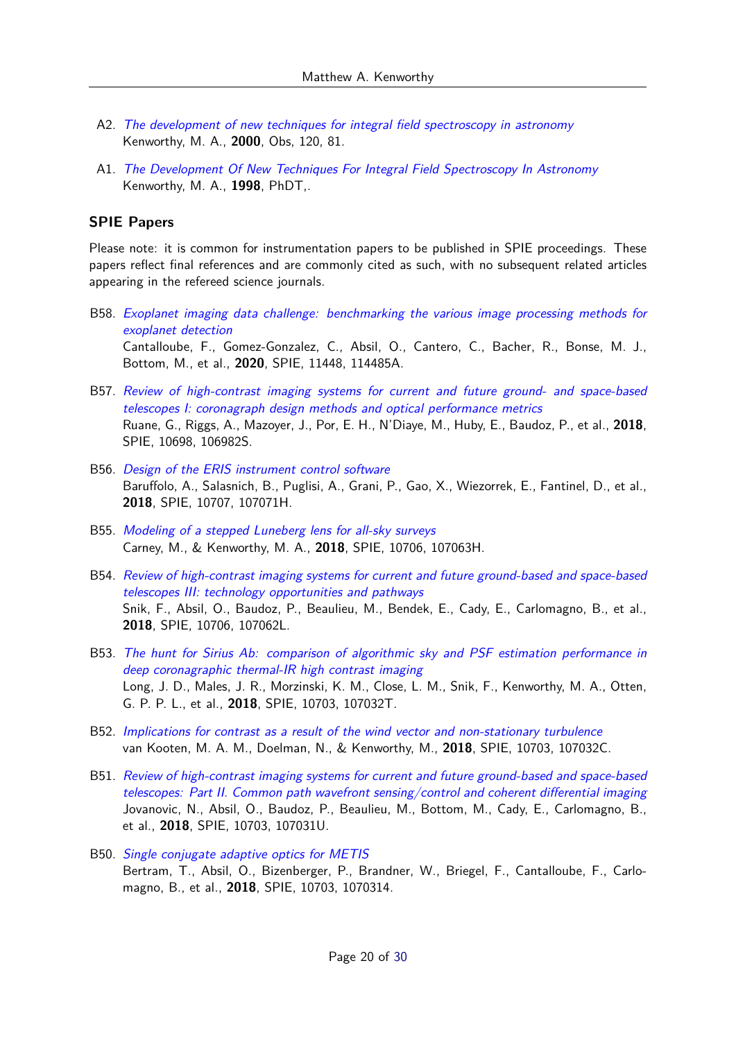A2. *The development of new techniques for integral field spectroscopy in astronomy*
Kenworthy, M. A., **2000**, Obs, 120, 81.

A1. *The Development Of New Techniques For Integral Field Spectroscopy In Astronomy*
Kenworthy, M. A., **1998**, PhDT,.

## SPIE Papers

Please note: it is common for instrumentation papers to be published in SPIE proceedings. These papers reflect final references and are commonly cited as such, with no subsequent related articles appearing in the refereed science journals.

B58. *Exoplanet imaging data challenge: benchmarking the various image processing methods for exoplanet detection*
Cantalloube, F., Gomez-Gonzalez, C., Absil, O., Cantero, C., Bacher, R., Bonse, M. J., Bottom, M., et al., **2020**, SPIE, 11448, 114485A.

B57. *Review of high-contrast imaging systems for current and future ground- and space-based telescopes I: coronagraph design methods and optical performance metrics*
Ruane, G., Riggs, A., Mazoyer, J., Por, E. H., N'Diaye, M., Huby, E., Baudoz, P., et al., **2018**, SPIE, 10698, 106982S.

B56. *Design of the ERIS instrument control software*
Baruffolo, A., Salasnich, B., Puglisi, A., Grani, P., Gao, X., Wiezorrek, E., Fantinel, D., et al., **2018**, SPIE, 10707, 107071H.

B55. *Modeling of a stepped Luneberg lens for all-sky surveys*
Carney, M., & Kenworthy, M. A., **2018**, SPIE, 10706, 107063H.

B54. *Review of high-contrast imaging systems for current and future ground-based and space-based telescopes III: technology opportunities and pathways*
Snik, F., Absil, O., Baudoz, P., Beaulieu, M., Bendek, E., Cady, E., Carlomagno, B., et al., **2018**, SPIE, 10706, 107062L.

B53. *The hunt for Sirius Ab: comparison of algorithmic sky and PSF estimation performance in deep coronagraphic thermal-IR high contrast imaging*
Long, J. D., Males, J. R., Morzinski, K. M., Close, L. M., Snik, F., Kenworthy, M. A., Otten, G. P. P. L., et al., **2018**, SPIE, 10703, 107032T.

B52. *Implications for contrast as a result of the wind vector and non-stationary turbulence*
van Kooten, M. A. M., Doelman, N., & Kenworthy, M., **2018**, SPIE, 10703, 107032C.

B51. *Review of high-contrast imaging systems for current and future ground-based and space-based telescopes: Part II. Common path wavefront sensing/control and coherent differential imaging*
Jovanovic, N., Absil, O., Baudoz, P., Beaulieu, M., Bottom, M., Cady, E., Carlomagno, B., et al., **2018**, SPIE, 10703, 107031U.

B50. *Single conjugate adaptive optics for METIS*
Bertram, T., Absil, O., Bizenberger, P., Brandner, W., Briegel, F., Cantalloube, F., Carlomagno, B., et al., **2018**, SPIE, 10703, 1070314.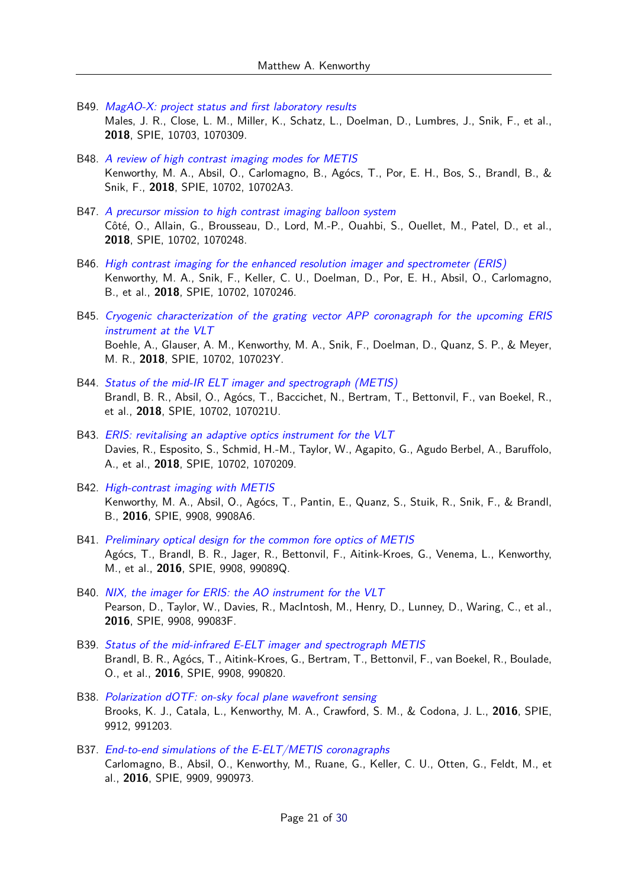B49. *MagAO-X: project status and first laboratory results*
Males, J. R., Close, L. M., Miller, K., Schatz, L., Doelman, D., Lumbres, J., Snik, F., et al., **2018**, SPIE, 10703, 1070309.

B48. *A review of high contrast imaging modes for METIS*
Kenworthy, M. A., Absil, O., Carlomagno, B., Agócs, T., Por, E. H., Bos, S., Brandl, B., & Snik, F., **2018**, SPIE, 10702, 10702A3.

B47. *A precursor mission to high contrast imaging balloon system*
Côté, O., Allain, G., Brousseau, D., Lord, M.-P., Ouahbi, S., Ouellet, M., Patel, D., et al., **2018**, SPIE, 10702, 1070248.

B46. *High contrast imaging for the enhanced resolution imager and spectrometer (ERIS)*
Kenworthy, M. A., Snik, F., Keller, C. U., Doelman, D., Por, E. H., Absil, O., Carlomagno, B., et al., **2018**, SPIE, 10702, 1070246.

B45. *Cryogenic characterization of the grating vector APP coronagraph for the upcoming ERIS instrument at the VLT*
Boehle, A., Glauser, A. M., Kenworthy, M. A., Snik, F., Doelman, D., Quanz, S. P., & Meyer, M. R., **2018**, SPIE, 10702, 107023Y.

B44. *Status of the mid-IR ELT imager and spectrograph (METIS)*
Brandl, B. R., Absil, O., Agócs, T., Baccichet, N., Bertram, T., Bettonvil, F., van Boekel, R., et al., **2018**, SPIE, 10702, 107021U.

B43. *ERIS: revitalising an adaptive optics instrument for the VLT*
Davies, R., Esposito, S., Schmid, H.-M., Taylor, W., Agapito, G., Agudo Berbel, A., Baruffolo, A., et al., **2018**, SPIE, 10702, 1070209.

B42. *High-contrast imaging with METIS*
Kenworthy, M. A., Absil, O., Agócs, T., Pantin, E., Quanz, S., Stuik, R., Snik, F., & Brandl, B., **2016**, SPIE, 9908, 9908A6.

B41. *Preliminary optical design for the common fore optics of METIS*
Agócs, T., Brandl, B. R., Jager, R., Bettonvil, F., Aitink-Kroes, G., Venema, L., Kenworthy, M., et al., **2016**, SPIE, 9908, 99089Q.

B40. *NIX, the imager for ERIS: the AO instrument for the VLT*
Pearson, D., Taylor, W., Davies, R., MacIntosh, M., Henry, D., Lunney, D., Waring, C., et al., **2016**, SPIE, 9908, 99083F.

B39. *Status of the mid-infrared E-ELT imager and spectrograph METIS*
Brandl, B. R., Agócs, T., Aitink-Kroes, G., Bertram, T., Bettonvil, F., van Boekel, R., Boulade, O., et al., **2016**, SPIE, 9908, 990820.

B38. *Polarization dOTF: on-sky focal plane wavefront sensing*
Brooks, K. J., Catala, L., Kenworthy, M. A., Crawford, S. M., & Codona, J. L., **2016**, SPIE, 9912, 991203.

B37. *End-to-end simulations of the E-ELT/METIS coronagraphs*
Carlomagno, B., Absil, O., Kenworthy, M., Ruane, G., Keller, C. U., Otten, G., Feldt, M., et al., **2016**, SPIE, 9909, 990973.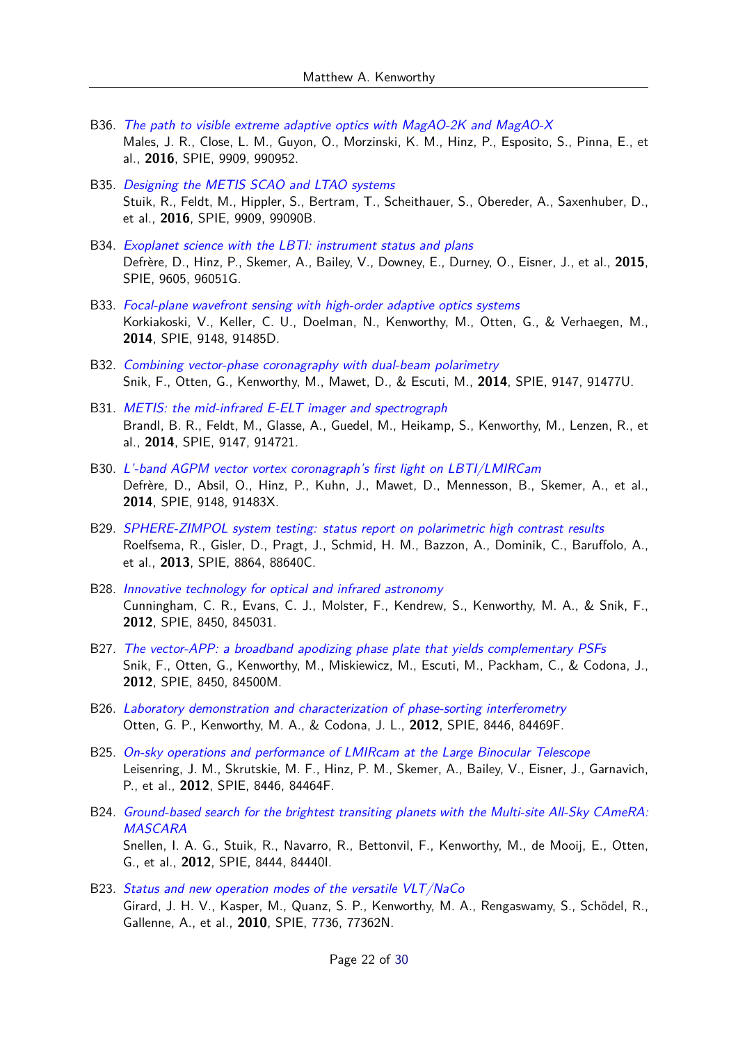B36. *The path to visible extreme adaptive optics with MagAO-2K and MagAO-X*
Males, J. R., Close, L. M., Guyon, O., Morzinski, K. M., Hinz, P., Esposito, S., Pinna, E., et al., **2016**, SPIE, 9909, 990952.

B35. *Designing the METIS SCAO and LTAO systems*
Stuik, R., Feldt, M., Hippler, S., Bertram, T., Scheithauer, S., Obereder, A., Saxenhuber, D., et al., **2016**, SPIE, 9909, 99090B.

B34. *Exoplanet science with the LBTI: instrument status and plans*
Defrère, D., Hinz, P., Skemer, A., Bailey, V., Downey, E., Durney, O., Eisner, J., et al., **2015**, SPIE, 9605, 96051G.

B33. *Focal-plane wavefront sensing with high-order adaptive optics systems*
Korkiakoski, V., Keller, C. U., Doelman, N., Kenworthy, M., Otten, G., & Verhaegen, M., **2014**, SPIE, 9148, 91485D.

B32. *Combining vector-phase coronagraphy with dual-beam polarimetry*
Snik, F., Otten, G., Kenworthy, M., Mawet, D., & Escuti, M., **2014**, SPIE, 9147, 91477U.

B31. *METIS: the mid-infrared E-ELT imager and spectrograph*
Brandl, B. R., Feldt, M., Glasse, A., Guedel, M., Heikamp, S., Kenworthy, M., Lenzen, R., et al., **2014**, SPIE, 9147, 914721.

B30. *L'-band AGPM vector vortex coronagraph's first light on LBTI/LMIRCam*
Defrère, D., Absil, O., Hinz, P., Kuhn, J., Mawet, D., Mennesson, B., Skemer, A., et al., **2014**, SPIE, 9148, 91483X.

B29. *SPHERE-ZIMPOL system testing: status report on polarimetric high contrast results*
Roelfsema, R., Gisler, D., Pragt, J., Schmid, H. M., Bazzon, A., Dominik, C., Baruffolo, A., et al., **2013**, SPIE, 8864, 88640C.

B28. *Innovative technology for optical and infrared astronomy*
Cunningham, C. R., Evans, C. J., Molster, F., Kendrew, S., Kenworthy, M. A., & Snik, F., **2012**, SPIE, 8450, 845031.

B27. *The vector-APP: a broadband apodizing phase plate that yields complementary PSFs*
Snik, F., Otten, G., Kenworthy, M., Miskiewicz, M., Escuti, M., Packham, C., & Codona, J., **2012**, SPIE, 8450, 84500M.

B26. *Laboratory demonstration and characterization of phase-sorting interferometry*
Otten, G. P., Kenworthy, M. A., & Codona, J. L., **2012**, SPIE, 8446, 84469F.

B25. *On-sky operations and performance of LMIRcam at the Large Binocular Telescope*
Leisenring, J. M., Skrutskie, M. F., Hinz, P. M., Skemer, A., Bailey, V., Eisner, J., Garnavich, P., et al., **2012**, SPIE, 8446, 84464F.

B24. *Ground-based search for the brightest transiting planets with the Multi-site All-Sky CAmeRA: MASCARA*
Snellen, I. A. G., Stuik, R., Navarro, R., Bettonvil, F., Kenworthy, M., de Mooij, E., Otten, G., et al., **2012**, SPIE, 8444, 84440I.

B23. *Status and new operation modes of the versatile VLT/NaCo*
Girard, J. H. V., Kasper, M., Quanz, S. P., Kenworthy, M. A., Rengaswamy, S., Schödel, R., Gallenne, A., et al., **2010**, SPIE, 7736, 77362N.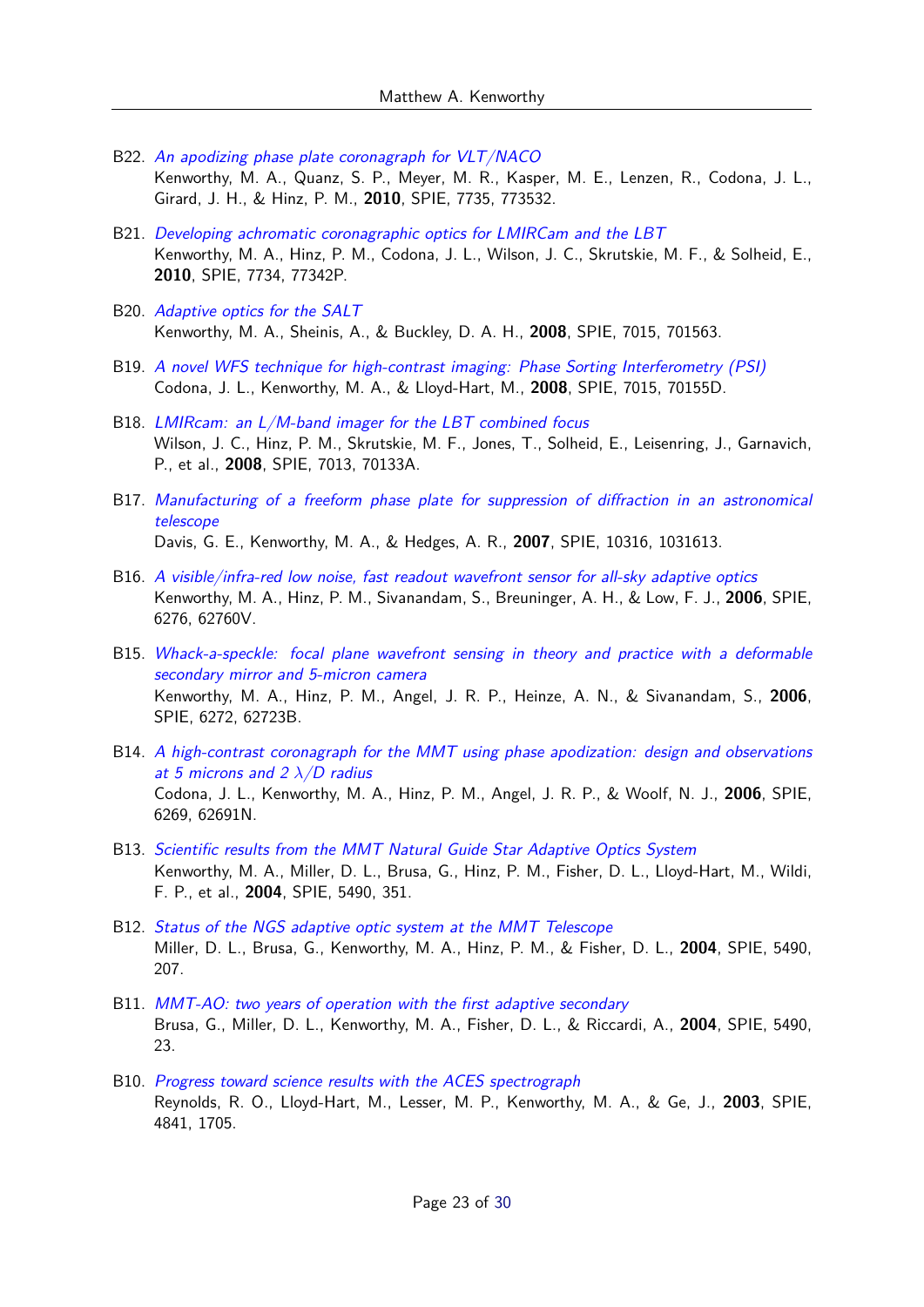B22. *An apodizing phase plate coronagraph for VLT/NACO*
Kenworthy, M. A., Quanz, S. P., Meyer, M. R., Kasper, M. E., Lenzen, R., Codona, J. L., Girard, J. H., & Hinz, P. M., **2010**, SPIE, 7735, 773532.

B21. *Developing achromatic coronagraphic optics for LMIRCam and the LBT*
Kenworthy, M. A., Hinz, P. M., Codona, J. L., Wilson, J. C., Skrutskie, M. F., & Solheid, E., **2010**, SPIE, 7734, 77342P.

B20. *Adaptive optics for the SALT*
Kenworthy, M. A., Sheinis, A., & Buckley, D. A. H., **2008**, SPIE, 7015, 701563.

B19. *A novel WFS technique for high-contrast imaging: Phase Sorting Interferometry (PSI)*
Codona, J. L., Kenworthy, M. A., & Lloyd-Hart, M., **2008**, SPIE, 7015, 70155D.

B18. *LMIRcam: an L/M-band imager for the LBT combined focus*
Wilson, J. C., Hinz, P. M., Skrutskie, M. F., Jones, T., Solheid, E., Leisenring, J., Garnavich, P., et al., **2008**, SPIE, 7013, 70133A.

B17. *Manufacturing of a freeform phase plate for suppression of diffraction in an astronomical telescope*
Davis, G. E., Kenworthy, M. A., & Hedges, A. R., **2007**, SPIE, 10316, 1031613.

B16. *A visible/infra-red low noise, fast readout wavefront sensor for all-sky adaptive optics*
Kenworthy, M. A., Hinz, P. M., Sivanandam, S., Breuninger, A. H., & Low, F. J., **2006**, SPIE, 6276, 62760V.

B15. *Whack-a-speckle: focal plane wavefront sensing in theory and practice with a deformable secondary mirror and 5-micron camera*
Kenworthy, M. A., Hinz, P. M., Angel, J. R. P., Heinze, A. N., & Sivanandam, S., **2006**, SPIE, 6272, 62723B.

B14. *A high-contrast coronagraph for the MMT using phase apodization: design and observations at 5 microns and 2 $\lambda/D$ radius*
Codona, J. L., Kenworthy, M. A., Hinz, P. M., Angel, J. R. P., & Woolf, N. J., **2006**, SPIE, 6269, 62691N.

B13. *Scientific results from the MMT Natural Guide Star Adaptive Optics System*
Kenworthy, M. A., Miller, D. L., Brusa, G., Hinz, P. M., Fisher, D. L., Lloyd-Hart, M., Wildi, F. P., et al., **2004**, SPIE, 5490, 351.

B12. *Status of the NGS adaptive optic system at the MMT Telescope*
Miller, D. L., Brusa, G., Kenworthy, M. A., Hinz, P. M., & Fisher, D. L., **2004**, SPIE, 5490, 207.

B11. *MMT-AO: two years of operation with the first adaptive secondary*
Brusa, G., Miller, D. L., Kenworthy, M. A., Fisher, D. L., & Riccardi, A., **2004**, SPIE, 5490, 23.

B10. *Progress toward science results with the ACES spectrograph*
Reynolds, R. O., Lloyd-Hart, M., Lesser, M. P., Kenworthy, M. A., & Ge, J., **2003**, SPIE, 4841, 1705.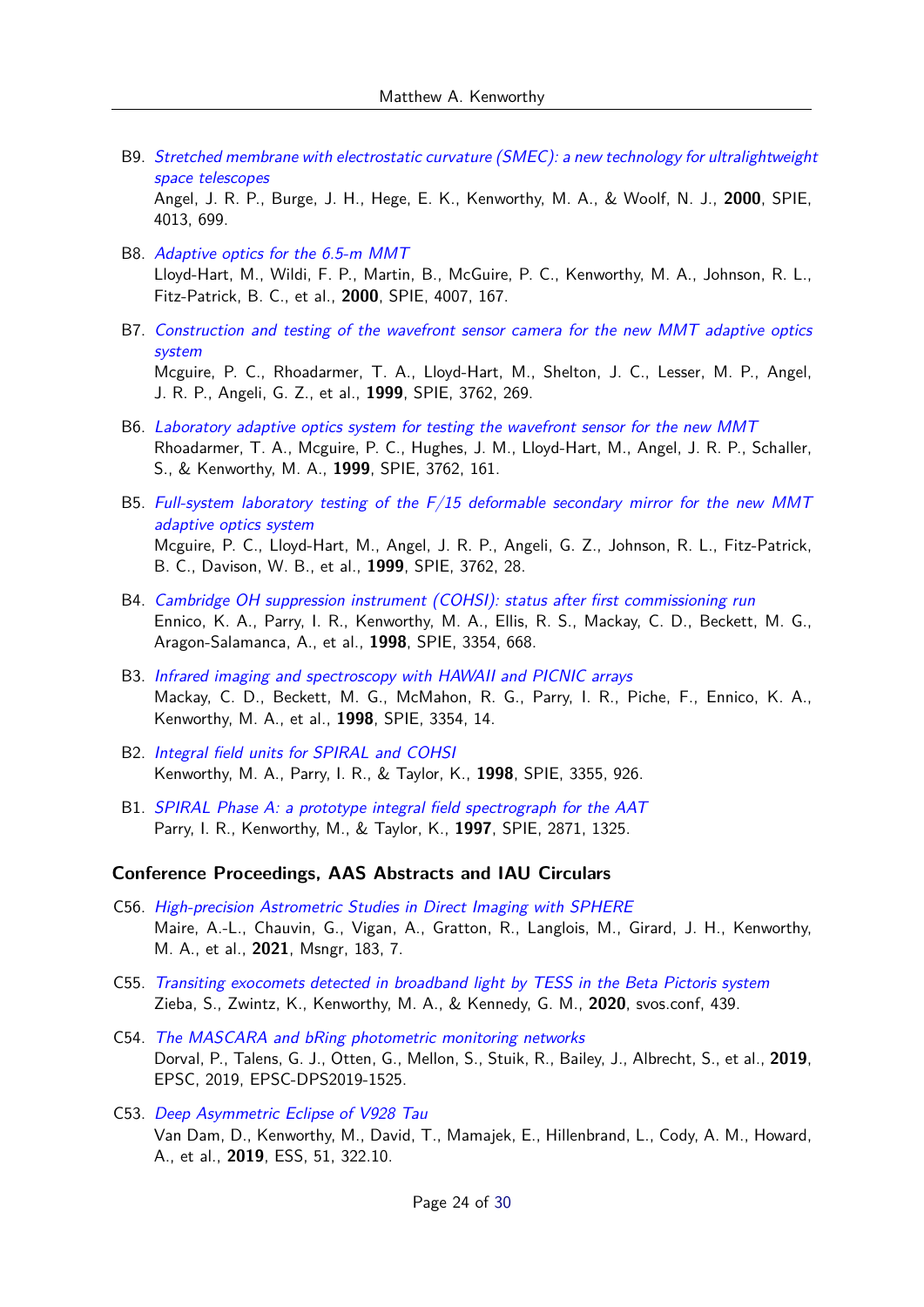B9. *Stretched membrane with electrostatic curvature (SMEC): a new technology for ultralightweight space telescopes*
Angel, J. R. P., Burge, J. H., Hege, E. K., Kenworthy, M. A., & Woolf, N. J., **2000**, SPIE, 4013, 699.

B8. *Adaptive optics for the 6.5-m MMT*
Lloyd-Hart, M., Wildi, F. P., Martin, B., McGuire, P. C., Kenworthy, M. A., Johnson, R. L., Fitz-Patrick, B. C., et al., **2000**, SPIE, 4007, 167.

B7. *Construction and testing of the wavefront sensor camera for the new MMT adaptive optics system*
Mcguire, P. C., Rhoadarmer, T. A., Lloyd-Hart, M., Shelton, J. C., Lesser, M. P., Angel, J. R. P., Angeli, G. Z., et al., **1999**, SPIE, 3762, 269.

B6. *Laboratory adaptive optics system for testing the wavefront sensor for the new MMT*
Rhoadarmer, T. A., Mcguire, P. C., Hughes, J. M., Lloyd-Hart, M., Angel, J. R. P., Schaller, S., & Kenworthy, M. A., **1999**, SPIE, 3762, 161.

B5. *Full-system laboratory testing of the F/15 deformable secondary mirror for the new MMT adaptive optics system*
Mcguire, P. C., Lloyd-Hart, M., Angel, J. R. P., Angeli, G. Z., Johnson, R. L., Fitz-Patrick, B. C., Davison, W. B., et al., **1999**, SPIE, 3762, 28.

B4. *Cambridge OH suppression instrument (COHSI): status after first commissioning run*
Ennico, K. A., Parry, I. R., Kenworthy, M. A., Ellis, R. S., Mackay, C. D., Beckett, M. G., Aragon-Salamanca, A., et al., **1998**, SPIE, 3354, 668.

B3. *Infrared imaging and spectroscopy with HAWAII and PICNIC arrays*
Mackay, C. D., Beckett, M. G., McMahon, R. G., Parry, I. R., Piche, F., Ennico, K. A., Kenworthy, M. A., et al., **1998**, SPIE, 3354, 14.

B2. *Integral field units for SPIRAL and COHSI*
Kenworthy, M. A., Parry, I. R., & Taylor, K., **1998**, SPIE, 3355, 926.

B1. *SPIRAL Phase A: a prototype integral field spectrograph for the AAT*
Parry, I. R., Kenworthy, M., & Taylor, K., **1997**, SPIE, 2871, 1325.

### Conference Proceedings, AAS Abstracts and IAU Circulars

C56. *High-precision Astrometric Studies in Direct Imaging with SPHERE*
Maire, A.-L., Chauvin, G., Vigan, A., Gratton, R., Langlois, M., Girard, J. H., Kenworthy, M. A., et al., **2021**, Msngr, 183, 7.

C55. *Transiting exocomets detected in broadband light by TESS in the Beta Pictoris system*
Zieba, S., Zwintz, K., Kenworthy, M. A., & Kennedy, G. M., **2020**, svos.conf, 439.

C54. *The MASCARA and bRing photometric monitoring networks*
Dorval, P., Talens, G. J., Otten, G., Mellon, S., Stuik, R., Bailey, J., Albrecht, S., et al., **2019**, EPSC, 2019, EPSC-DPS2019-1525.

C53. *Deep Asymmetric Eclipse of V928 Tau*
Van Dam, D., Kenworthy, M., David, T., Mamajek, E., Hillenbrand, L., Cody, A. M., Howard, A., et al., **2019**, ESS, 51, 322.10.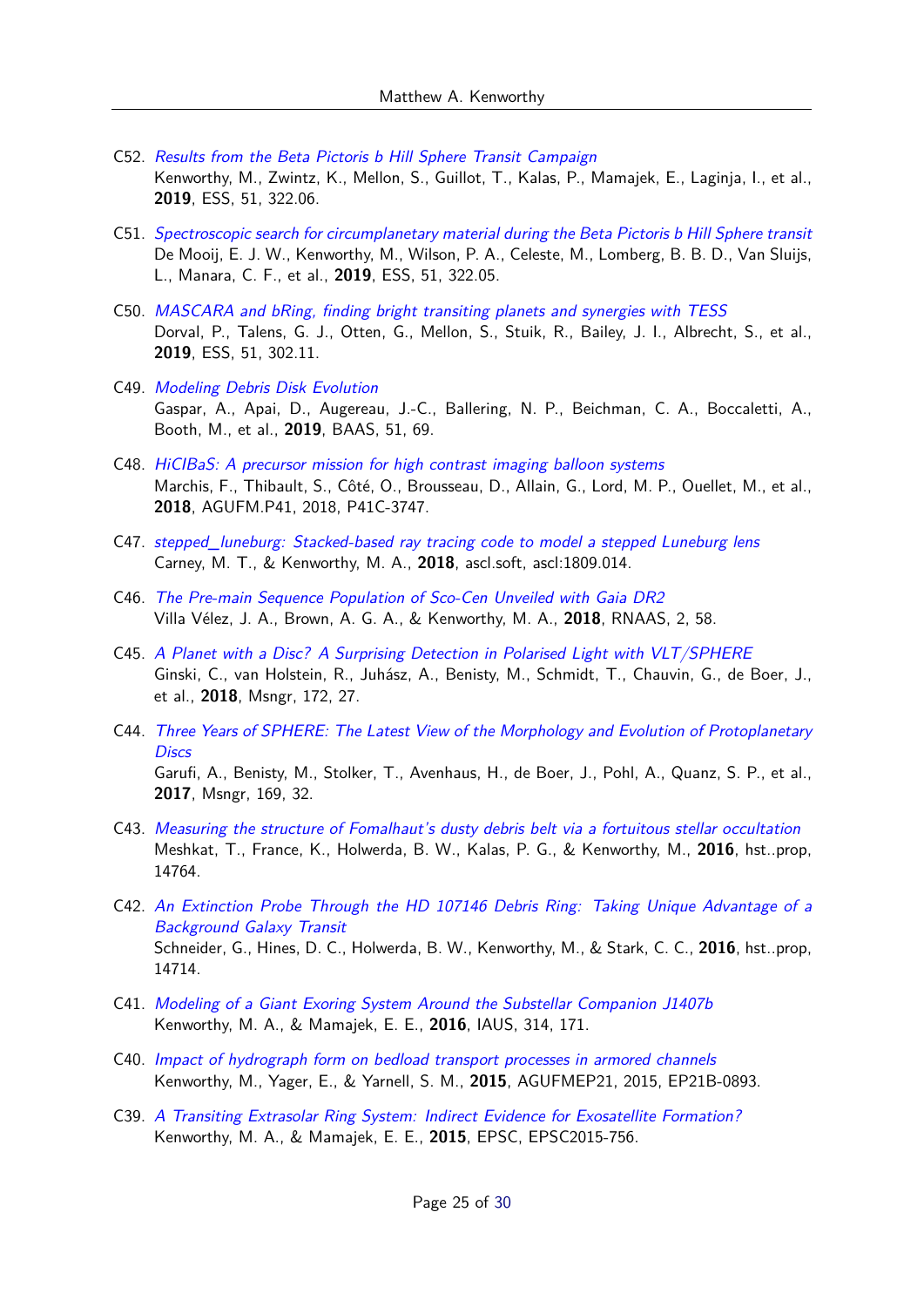C52. *Results from the Beta Pictoris b Hill Sphere Transit Campaign*
Kenworthy, M., Zwintz, K., Mellon, S., Guillot, T., Kalas, P., Mamajek, E., Laginja, I., et al., **2019**, ESS, 51, 322.06.

C51. *Spectroscopic search for circumplanetary material during the Beta Pictoris b Hill Sphere transit*
De Mooij, E. J. W., Kenworthy, M., Wilson, P. A., Celeste, M., Lomberg, B. B. D., Van Sluijs, L., Manara, C. F., et al., **2019**, ESS, 51, 322.05.

C50. *MASCARA and bRing, finding bright transiting planets and synergies with TESS*
Dorval, P., Talens, G. J., Otten, G., Mellon, S., Stuik, R., Bailey, J. I., Albrecht, S., et al., **2019**, ESS, 51, 302.11.

C49. *Modeling Debris Disk Evolution*
Gaspar, A., Apai, D., Augereau, J.-C., Ballering, N. P., Beichman, C. A., Boccaletti, A., Booth, M., et al., **2019**, BAAS, 51, 69.

C48. *HiCIBaS: A precursor mission for high contrast imaging balloon systems*
Marchis, F., Thibault, S., Côté, O., Brousseau, D., Allain, G., Lord, M. P., Ouellet, M., et al., **2018**, AGUFM.P41, 2018, P41C-3747.

C47. *stepped_luneburg: Stacked-based ray tracing code to model a stepped Luneburg lens*
Carney, M. T., & Kenworthy, M. A., **2018**, ascl.soft, ascl:1809.014.

C46. *The Pre-main Sequence Population of Sco-Cen Unveiled with Gaia DR2*
Villa Vélez, J. A., Brown, A. G. A., & Kenworthy, M. A., **2018**, RNAAS, 2, 58.

C45. *A Planet with a Disc? A Surprising Detection in Polarised Light with VLT/SPHERE*
Ginski, C., van Holstein, R., Juhász, A., Benisty, M., Schmidt, T., Chauvin, G., de Boer, J., et al., **2018**, Msngr, 172, 27.

C44. *Three Years of SPHERE: The Latest View of the Morphology and Evolution of Protoplanetary Discs*
Garufi, A., Benisty, M., Stolker, T., Avenhaus, H., de Boer, J., Pohl, A., Quanz, S. P., et al., **2017**, Msngr, 169, 32.

C43. *Measuring the structure of Fomalhaut's dusty debris belt via a fortuitous stellar occultation*
Meshkat, T., France, K., Holwerda, B. W., Kalas, P. G., & Kenworthy, M., **2016**, hst..prop, 14764.

C42. *An Extinction Probe Through the HD 107146 Debris Ring: Taking Unique Advantage of a Background Galaxy Transit*
Schneider, G., Hines, D. C., Holwerda, B. W., Kenworthy, M., & Stark, C. C., **2016**, hst..prop, 14714.

C41. *Modeling of a Giant Exoring System Around the Substellar Companion J1407b*
Kenworthy, M. A., & Mamajek, E. E., **2016**, IAUS, 314, 171.

C40. *Impact of hydrograph form on bedload transport processes in armored channels*
Kenworthy, M., Yager, E., & Yarnell, S. M., **2015**, AGUFMEP21, 2015, EP21B-0893.

C39. *A Transiting Extrasolar Ring System: Indirect Evidence for Exosatellite Formation?*
Kenworthy, M. A., & Mamajek, E. E., **2015**, EPSC, EPSC2015-756.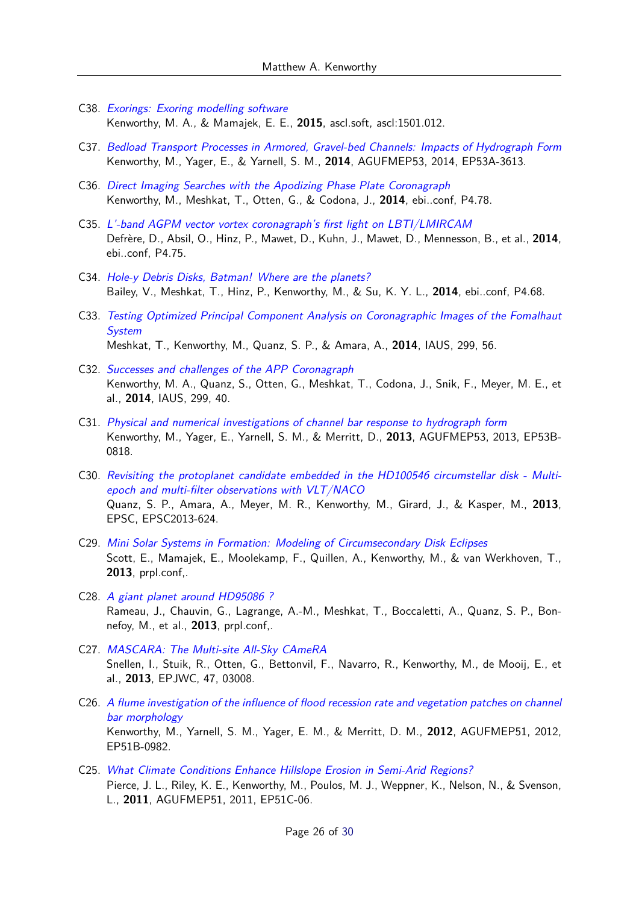C38. *Exorings: Exoring modelling software*
Kenworthy, M. A., & Mamajek, E. E., **2015**, ascl.soft, ascl:1501.012.

C37. *Bedload Transport Processes in Armored, Gravel-bed Channels: Impacts of Hydrograph Form*
Kenworthy, M., Yager, E., & Yarnell, S. M., **2014**, AGUFMEP53, 2014, EP53A-3613.

C36. *Direct Imaging Searches with the Apodizing Phase Plate Coronagraph*
Kenworthy, M., Meshkat, T., Otten, G., & Codona, J., **2014**, ebi..conf, P4.78.

C35. *L'-band AGPM vector vortex coronagraph's first light on LBTI/LMIRCAM*
Defrère, D., Absil, O., Hinz, P., Mawet, D., Kuhn, J., Mawet, D., Mennesson, B., et al., **2014**, ebi..conf, P4.75.

C34. *Hole-y Debris Disks, Batman! Where are the planets?*
Bailey, V., Meshkat, T., Hinz, P., Kenworthy, M., & Su, K. Y. L., **2014**, ebi..conf, P4.68.

C33. *Testing Optimized Principal Component Analysis on Coronagraphic Images of the Fomalhaut System*
Meshkat, T., Kenworthy, M., Quanz, S. P., & Amara, A., **2014**, IAUS, 299, 56.

C32. *Successes and challenges of the APP Coronagraph*
Kenworthy, M. A., Quanz, S., Otten, G., Meshkat, T., Codona, J., Snik, F., Meyer, M. E., et al., **2014**, IAUS, 299, 40.

C31. *Physical and numerical investigations of channel bar response to hydrograph form*
Kenworthy, M., Yager, E., Yarnell, S. M., & Merritt, D., **2013**, AGUFMEP53, 2013, EP53B-0818.

C30. *Revisiting the protoplanet candidate embedded in the HD100546 circumstellar disk - Multi-epoch and multi-filter observations with VLT/NACO*
Quanz, S. P., Amara, A., Meyer, M. R., Kenworthy, M., Girard, J., & Kasper, M., **2013**, EPSC, EPSC2013-624.

C29. *Mini Solar Systems in Formation: Modeling of Circumsecondary Disk Eclipses*
Scott, E., Mamajek, E., Moolekamp, F., Quillen, A., Kenworthy, M., & van Werkhoven, T., **2013**, prpl.conf,.

C28. *A giant planet around HD95086 ?*
Rameau, J., Chauvin, G., Lagrange, A.-M., Meshkat, T., Boccaletti, A., Quanz, S. P., Bonnefoy, M., et al., **2013**, prpl.conf,.

C27. *MASCARA: The Multi-site All-Sky CAmeRA*
Snellen, I., Stuik, R., Otten, G., Bettonvil, F., Navarro, R., Kenworthy, M., de Mooij, E., et al., **2013**, EPJWC, 47, 03008.

C26. *A flume investigation of the influence of flood recession rate and vegetation patches on channel bar morphology*
Kenworthy, M., Yarnell, S. M., Yager, E. M., & Merritt, D. M., **2012**, AGUFMEP51, 2012, EP51B-0982.

C25. *What Climate Conditions Enhance Hillslope Erosion in Semi-Arid Regions?*
Pierce, J. L., Riley, K. E., Kenworthy, M., Poulos, M. J., Weppner, K., Nelson, N., & Svenson, L., **2011**, AGUFMEP51, 2011, EP51C-06.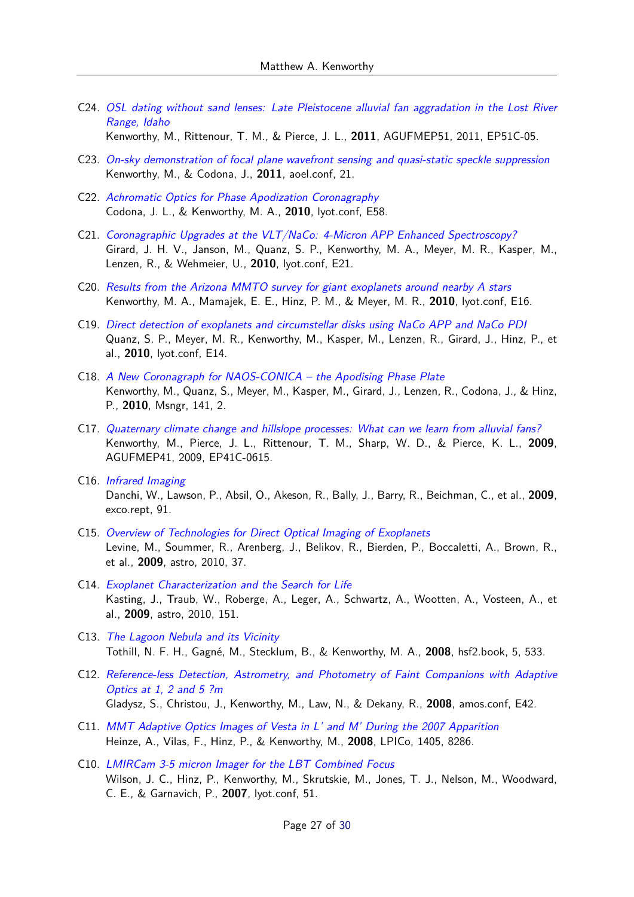C24. *OSL dating without sand lenses: Late Pleistocene alluvial fan aggradation in the Lost River Range, Idaho*
Kenworthy, M., Rittenour, T. M., & Pierce, J. L., **2011**, AGUFMEP51, 2011, EP51C-05.

C23. *On-sky demonstration of focal plane wavefront sensing and quasi-static speckle suppression*
Kenworthy, M., & Codona, J., **2011**, aoel.conf, 21.

C22. *Achromatic Optics for Phase Apodization Coronagraphy*
Codona, J. L., & Kenworthy, M. A., **2010**, lyot.conf, E58.

C21. *Coronagraphic Upgrades at the VLT/NaCo: 4-Micron APP Enhanced Spectroscopy?*
Girard, J. H. V., Janson, M., Quanz, S. P., Kenworthy, M. A., Meyer, M. R., Kasper, M., Lenzen, R., & Wehmeier, U., **2010**, lyot.conf, E21.

C20. *Results from the Arizona MMTO survey for giant exoplanets around nearby A stars*
Kenworthy, M. A., Mamajek, E. E., Hinz, P. M., & Meyer, M. R., **2010**, lyot.conf, E16.

C19. *Direct detection of exoplanets and circumstellar disks using NaCo APP and NaCo PDI*
Quanz, S. P., Meyer, M. R., Kenworthy, M., Kasper, M., Lenzen, R., Girard, J., Hinz, P., et al., **2010**, lyot.conf, E14.

C18. *A New Coronagraph for NAOS-CONICA – the Apodising Phase Plate*
Kenworthy, M., Quanz, S., Meyer, M., Kasper, M., Girard, J., Lenzen, R., Codona, J., & Hinz, P., **2010**, Msngr, 141, 2.

C17. *Quaternary climate change and hillslope processes: What can we learn from alluvial fans?*
Kenworthy, M., Pierce, J. L., Rittenour, T. M., Sharp, W. D., & Pierce, K. L., **2009**, AGUFMEP41, 2009, EP41C-0615.

C16. *Infrared Imaging*
Danchi, W., Lawson, P., Absil, O., Akeson, R., Bally, J., Barry, R., Beichman, C., et al., **2009**, exco.rept, 91.

C15. *Overview of Technologies for Direct Optical Imaging of Exoplanets*
Levine, M., Soummer, R., Arenberg, J., Belikov, R., Bierden, P., Boccaletti, A., Brown, R., et al., **2009**, astro, 2010, 37.

C14. *Exoplanet Characterization and the Search for Life*
Kasting, J., Traub, W., Roberge, A., Leger, A., Schwartz, A., Wootten, A., Vosteen, A., et al., **2009**, astro, 2010, 151.

C13. *The Lagoon Nebula and its Vicinity*
Tothill, N. F. H., Gagné, M., Stecklum, B., & Kenworthy, M. A., **2008**, hsf2.book, 5, 533.

C12. *Reference-less Detection, Astrometry, and Photometry of Faint Companions with Adaptive Optics at 1, 2 and 5 ?m*
Gladysz, S., Christou, J., Kenworthy, M., Law, N., & Dekany, R., **2008**, amos.conf, E42.

C11. *MMT Adaptive Optics Images of Vesta in L' and M' During the 2007 Apparition*
Heinze, A., Vilas, F., Hinz, P., & Kenworthy, M., **2008**, LPICo, 1405, 8286.

C10. *LMIRCam 3-5 micron Imager for the LBT Combined Focus*
Wilson, J. C., Hinz, P., Kenworthy, M., Skrutskie, M., Jones, T. J., Nelson, M., Woodward, C. E., & Garnavich, P., **2007**, lyot.conf, 51.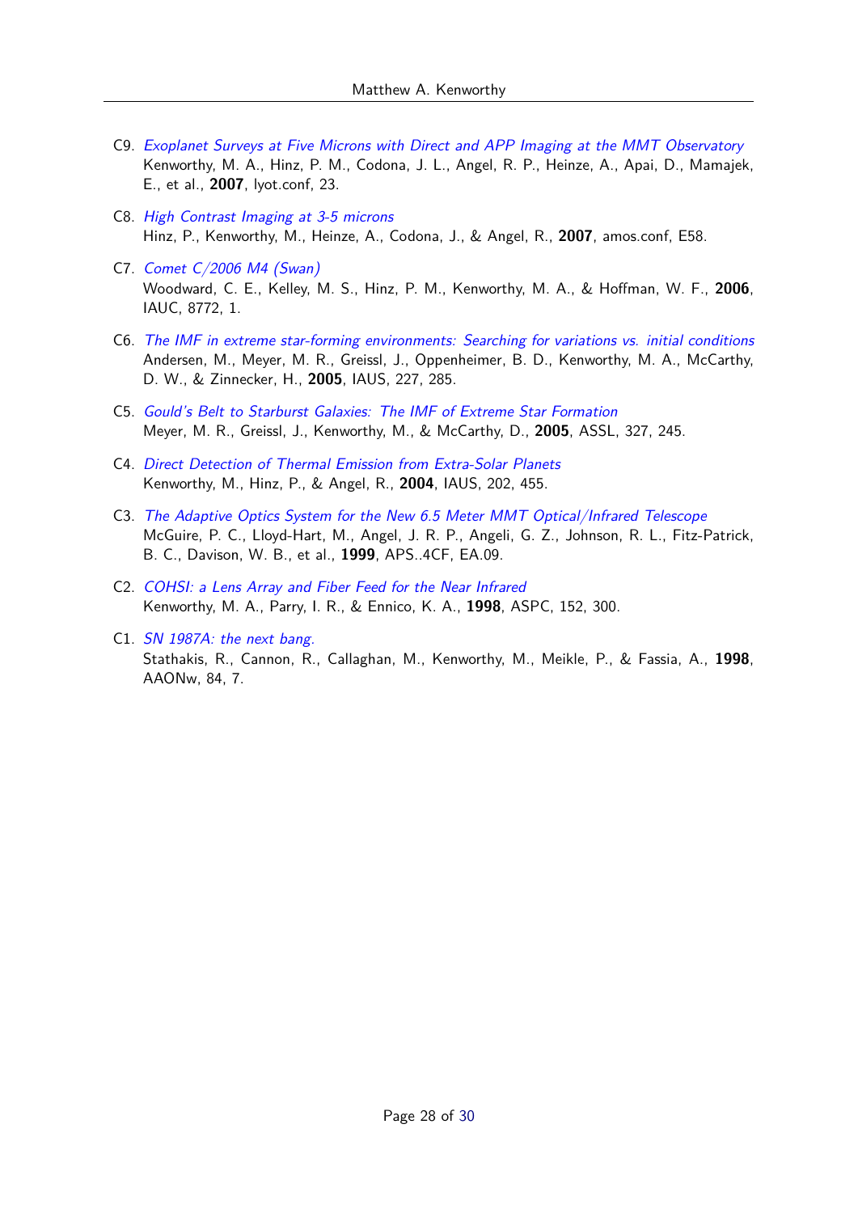C9. *Exoplanet Surveys at Five Microns with Direct and APP Imaging at the MMT Observatory*
Kenworthy, M. A., Hinz, P. M., Codona, J. L., Angel, R. P., Heinze, A., Apai, D., Mamajek, E., et al., **2007**, lyot.conf, 23.

C8. *High Contrast Imaging at 3-5 microns*
Hinz, P., Kenworthy, M., Heinze, A., Codona, J., & Angel, R., **2007**, amos.conf, E58.

C7. *Comet C/2006 M4 (Swan)*
Woodward, C. E., Kelley, M. S., Hinz, P. M., Kenworthy, M. A., & Hoffman, W. F., **2006**, IAUC, 8772, 1.

C6. *The IMF in extreme star-forming environments: Searching for variations vs. initial conditions*
Andersen, M., Meyer, M. R., Greissl, J., Oppenheimer, B. D., Kenworthy, M. A., McCarthy, D. W., & Zinnecker, H., **2005**, IAUS, 227, 285.

C5. *Gould's Belt to Starburst Galaxies: The IMF of Extreme Star Formation*
Meyer, M. R., Greissl, J., Kenworthy, M., & McCarthy, D., **2005**, ASSL, 327, 245.

C4. *Direct Detection of Thermal Emission from Extra-Solar Planets*
Kenworthy, M., Hinz, P., & Angel, R., **2004**, IAUS, 202, 455.

C3. *The Adaptive Optics System for the New 6.5 Meter MMT Optical/Infrared Telescope*
McGuire, P. C., Lloyd-Hart, M., Angel, J. R. P., Angeli, G. Z., Johnson, R. L., Fitz-Patrick, B. C., Davison, W. B., et al., **1999**, APS..4CF, EA.09.

C2. *COHSI: a Lens Array and Fiber Feed for the Near Infrared*
Kenworthy, M. A., Parry, I. R., & Ennico, K. A., **1998**, ASPC, 152, 300.

C1. *SN 1987A: the next bang.*
Stathakis, R., Cannon, R., Callaghan, M., Kenworthy, M., Meikle, P., & Fassia, A., **1998**, AAONw, 84, 7.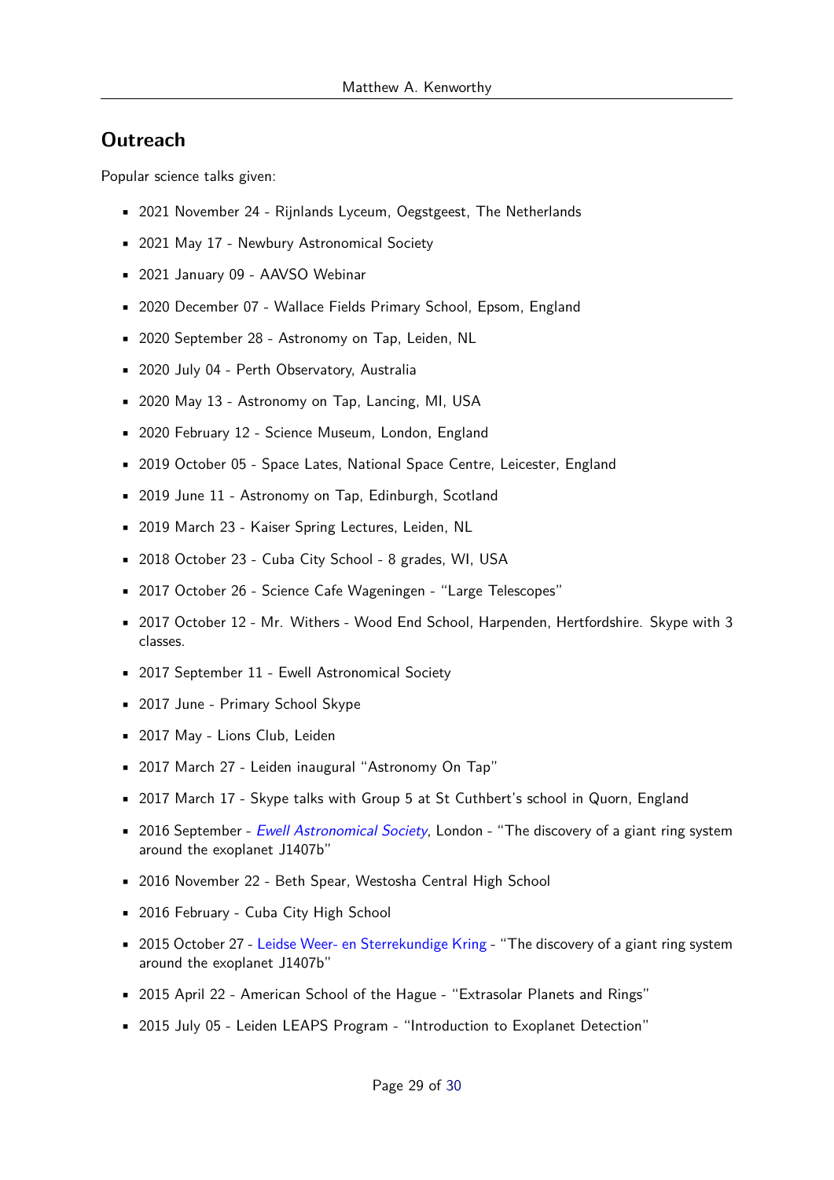## Outreach

Popular science talks given:

- 2021 November 24 - Rijnlands Lyceum, Oegstgeest, The Netherlands
- 2021 May 17 - Newbury Astronomical Society
- 2021 January 09 - AAVSO Webinar
- 2020 December 07 - Wallace Fields Primary School, Epsom, England
- 2020 September 28 - Astronomy on Tap, Leiden, NL
- 2020 July 04 - Perth Observatory, Australia
- 2020 May 13 - Astronomy on Tap, Lancing, MI, USA
- 2020 February 12 - Science Museum, London, England
- 2019 October 05 - Space Lates, National Space Centre, Leicester, England
- 2019 June 11 - Astronomy on Tap, Edinburgh, Scotland
- 2019 March 23 - Kaiser Spring Lectures, Leiden, NL
- 2018 October 23 - Cuba City School - 8 grades, WI, USA
- 2017 October 26 - Science Cafe Wageningen - "Large Telescopes"
- 2017 October 12 - Mr. Withers - Wood End School, Harpenden, Hertfordshire. Skype with 3 classes.
- 2017 September 11 - Ewell Astronomical Society
- 2017 June - Primary School Skype
- 2017 May - Lions Club, Leiden
- 2017 March 27 - Leiden inaugural "Astronomy On Tap"
- 2017 March 17 - Skype talks with Group 5 at St Cuthbert's school in Quorn, England
- 2016 September - *Ewell Astronomical Society*, London - "The discovery of a giant ring system around the exoplanet J1407b"
- 2016 November 22 - Beth Spear, Westosha Central High School
- 2016 February - Cuba City High School
- 2015 October 27 - Leidse Weer- en Sterrekundige Kring - "The discovery of a giant ring system around the exoplanet J1407b"
- 2015 April 22 - American School of the Hague - "Extrasolar Planets and Rings"
- 2015 July 05 - Leiden LEAPS Program - "Introduction to Exoplanet Detection"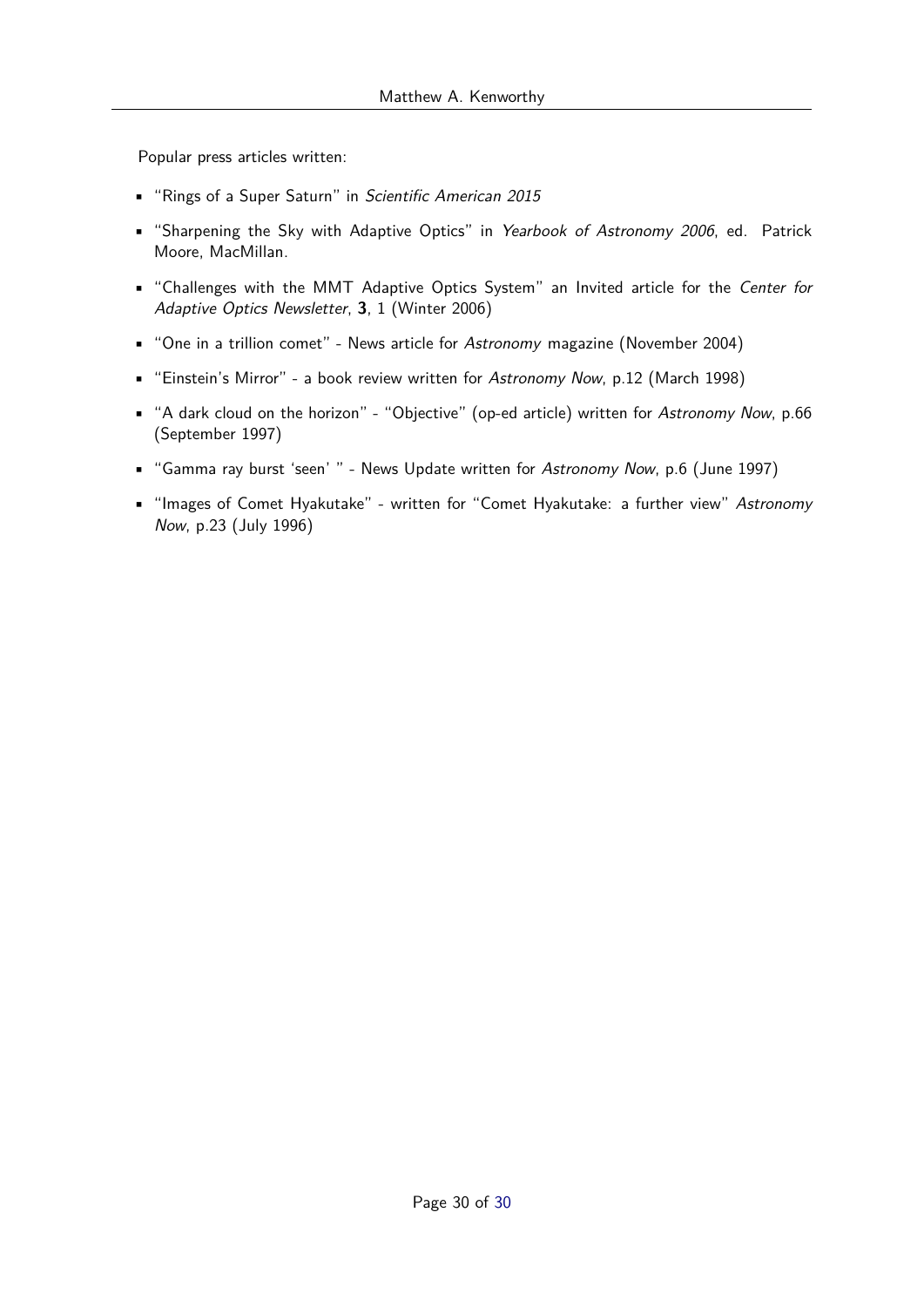Popular press articles written:

- "Rings of a Super Saturn" in *Scientific American 2015*
- "Sharpening the Sky with Adaptive Optics" in *Yearbook of Astronomy 2006*, ed. Patrick Moore, MacMillan.
- "Challenges with the MMT Adaptive Optics System" an Invited article for the *Center for Adaptive Optics Newsletter*, **3**, 1 (Winter 2006)
- "One in a trillion comet" - News article for *Astronomy* magazine (November 2004)
- "Einstein's Mirror" - a book review written for *Astronomy Now*, p.12 (March 1998)
- "A dark cloud on the horizon" - "Objective" (op-ed article) written for *Astronomy Now*, p.66 (September 1997)
- "Gamma ray burst 'seen' " - News Update written for *Astronomy Now*, p.6 (June 1997)
- "Images of Comet Hyakutake" - written for "Comet Hyakutake: a further view" *Astronomy Now*, p.23 (July 1996)